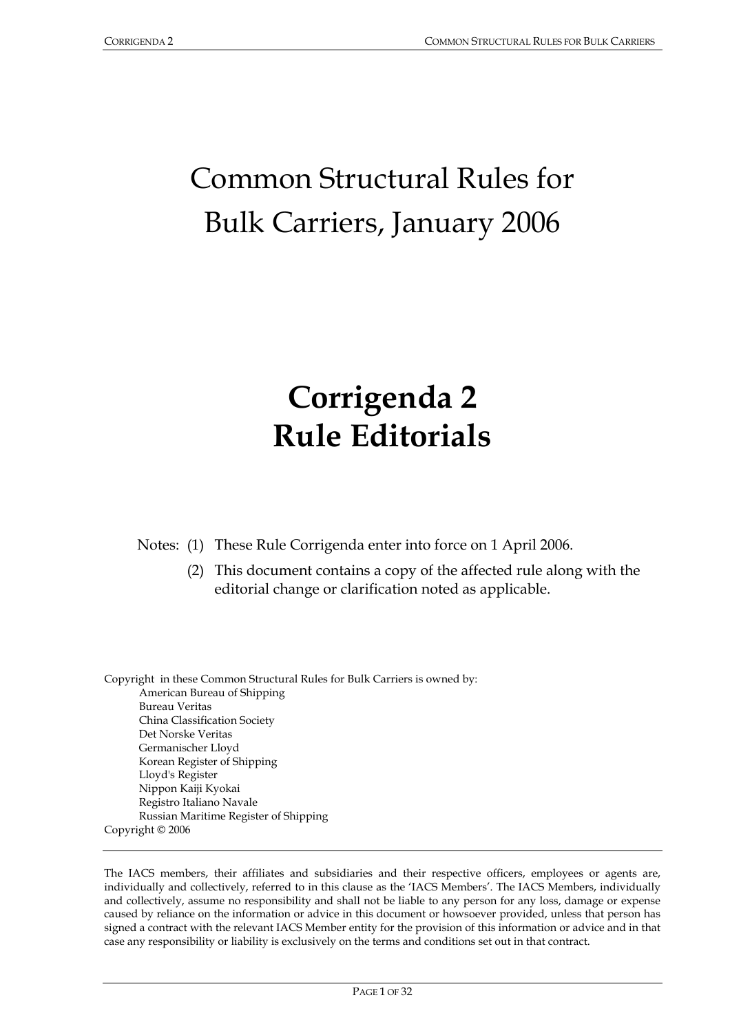# Common Structural Rules for Bulk Carriers, January 2006

# Corrigenda 2
# Rule Editorials

Notes: (1) These Rule Corrigenda enter into force on 1 April 2006.

(2) This document contains a copy of the affected rule along with the editorial change or clarification noted as applicable.

Copyright in these Common Structural Rules for Bulk Carriers is owned by:

American Bureau of Shipping
Bureau Veritas
China Classification Society
Det Norske Veritas
Germanischer Lloyd
Korean Register of Shipping
Lloyd's Register
Nippon Kaiji Kyokai
Registro Italiano Navale
Russian Maritime Register of Shipping

Copyright © 2006

The IACS members, their affiliates and subsidiaries and their respective officers, employees or agents are, individually and collectively, referred to in this clause as the 'IACS Members'. The IACS Members, individually and collectively, assume no responsibility and shall not be liable to any person for any loss, damage or expense caused by reliance on the information or advice in this document or howsoever provided, unless that person has signed a contract with the relevant IACS Member entity for the provision of this information or advice and in that case any responsibility or liability is exclusively on the terms and conditions set out in that contract.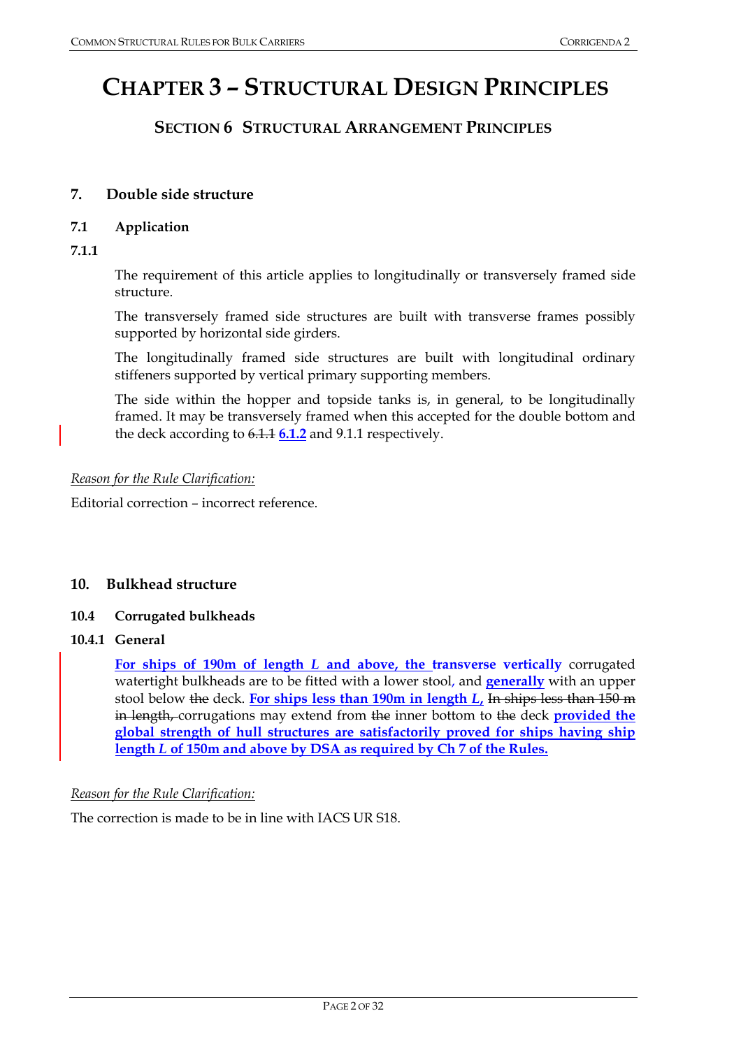# CHAPTER 3 – STRUCTURAL DESIGN PRINCIPLES

## SECTION 6 STRUCTURAL ARRANGEMENT PRINCIPLES

### 7. Double side structure

#### 7.1 Application

**7.1.1**

The requirement of this article applies to longitudinally or transversely framed side structure.

The transversely framed side structures are built with transverse frames possibly supported by horizontal side girders.

The longitudinally framed side structures are built with longitudinal ordinary stiffeners supported by vertical primary supporting members.

The side within the hopper and topside tanks is, in general, to be longitudinally framed. It may be transversely framed when this accepted for the double bottom and the deck according to ~~6.1.1~~ **6.1.2** and 9.1.1 respectively.

*Reason for the Rule Clarification:*

Editorial correction – incorrect reference.

### 10. Bulkhead structure

#### 10.4 Corrugated bulkheads

**10.4.1 General**

**For ships of 190m of length *L* and above, the transverse vertically** corrugated watertight bulkheads are to be fitted with a lower stool, and **generally** with an upper stool below ~~the~~ deck. **For ships less than 190m in length *L*,** ~~In ships less than 150 m in length,~~ corrugations may extend from ~~the~~ inner bottom to ~~the~~ deck **provided the global strength of hull structures are satisfactorily proved for ships having ship length *L* of 150m and above by DSA as required by Ch 7 of the Rules.**

*Reason for the Rule Clarification:*

The correction is made to be in line with IACS UR S18.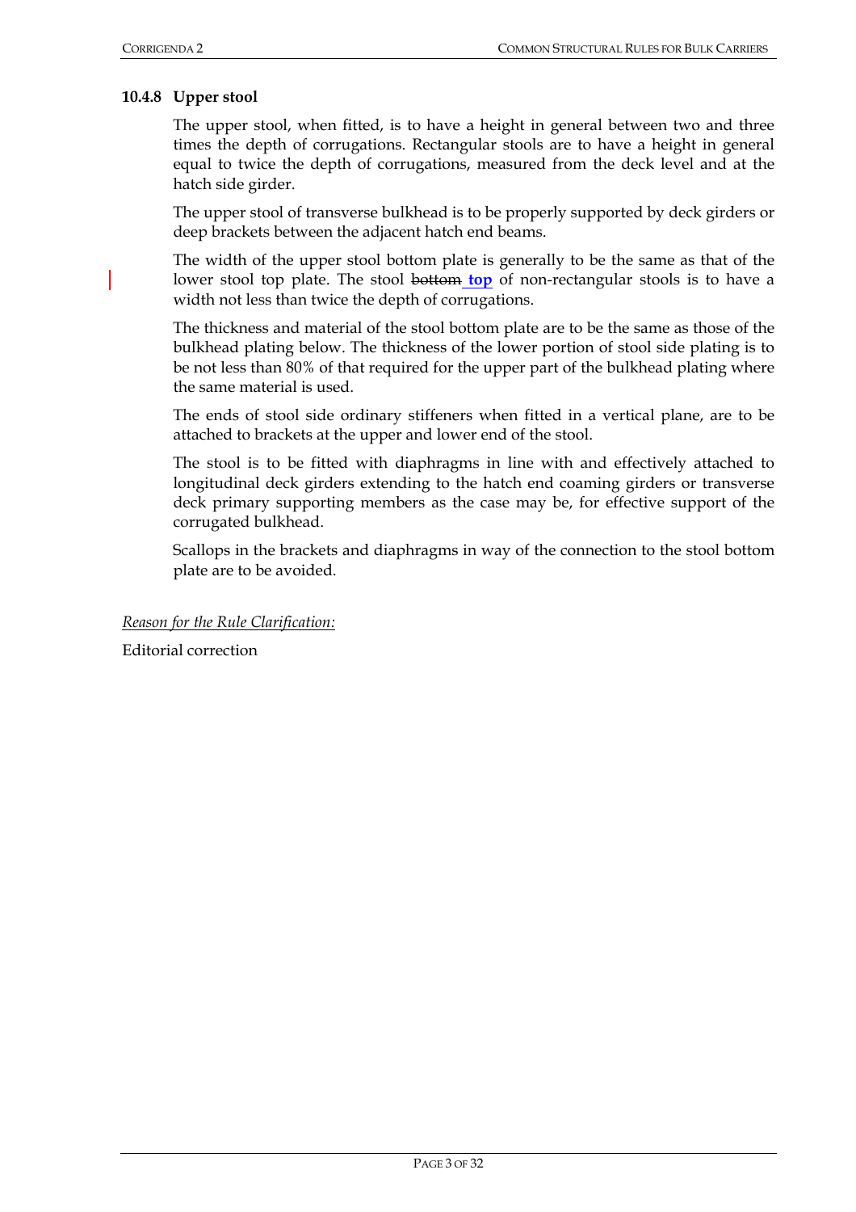### 10.4.8 Upper stool

The upper stool, when fitted, is to have a height in general between two and three times the depth of corrugations. Rectangular stools are to have a height in general equal to twice the depth of corrugations, measured from the deck level and at the hatch side girder.

The upper stool of transverse bulkhead is to be properly supported by deck girders or deep brackets between the adjacent hatch end beams.

The width of the upper stool bottom plate is generally to be the same as that of the lower stool top plate. The stool ~~bottom~~ **top** of non-rectangular stools is to have a width not less than twice the depth of corrugations.

The thickness and material of the stool bottom plate are to be the same as those of the bulkhead plating below. The thickness of the lower portion of stool side plating is to be not less than 80% of that required for the upper part of the bulkhead plating where the same material is used.

The ends of stool side ordinary stiffeners when fitted in a vertical plane, are to be attached to brackets at the upper and lower end of the stool.

The stool is to be fitted with diaphragms in line with and effectively attached to longitudinal deck girders extending to the hatch end coaming girders or transverse deck primary supporting members as the case may be, for effective support of the corrugated bulkhead.

Scallops in the brackets and diaphragms in way of the connection to the stool bottom plate are to be avoided.

*Reason for the Rule Clarification:*

Editorial correction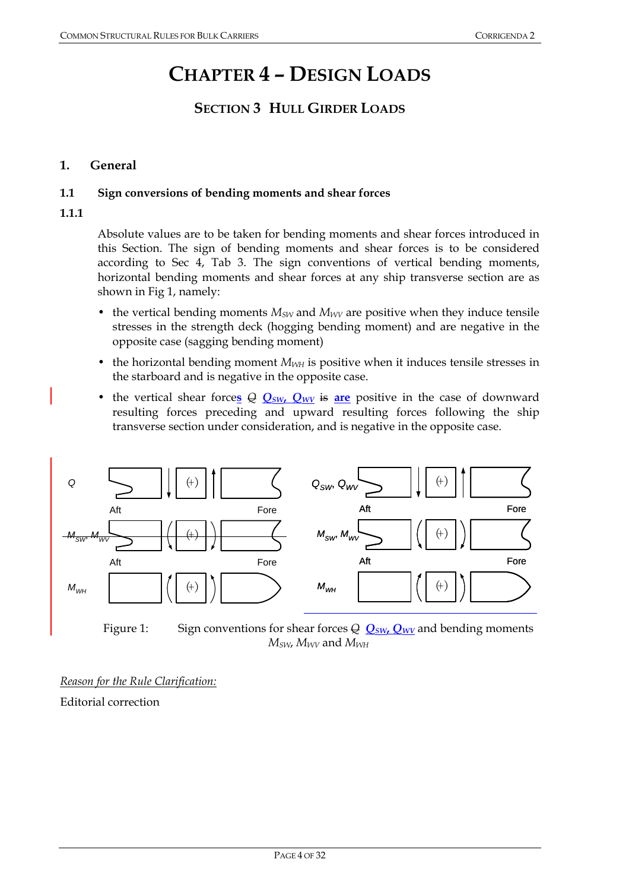# CHAPTER 4 – DESIGN LOADS

## SECTION 3 HULL GIRDER LOADS

### 1. General

#### 1.1 Sign conversions of bending moments and shear forces

**1.1.1**

Absolute values are to be taken for bending moments and shear forces introduced in this Section. The sign of bending moments and shear forces is to be considered according to Sec 4, Tab 3. The sign conventions of vertical bending moments, horizontal bending moments and shear forces at any ship transverse section are as shown in Fig 1, namely:

- the vertical bending moments $M_{SW}$ and $M_{WV}$ are positive when they induce tensile stresses in the strength deck (hogging bending moment) and are negative in the opposite case (sagging bending moment)
- the horizontal bending moment $M_{WH}$ is positive when it induces tensile stresses in the starboard and is negative in the opposite case.
- the vertical shear forces ~~$Q$~~ $Q_{SW}$, $Q_{WV}$ ~~is~~ **are** positive in the case of downward resulting forces preceding and upward resulting forces following the ship transverse section under consideration, and is negative in the opposite case.

Figure 1: Sign conventions for shear forces ~~$Q$~~ $Q_{SW}$, $Q_{WV}$ and bending moments $M_{SW}$, $M_{WV}$ and $M_{WH}$

*Reason for the Rule Clarification:*

Editorial correction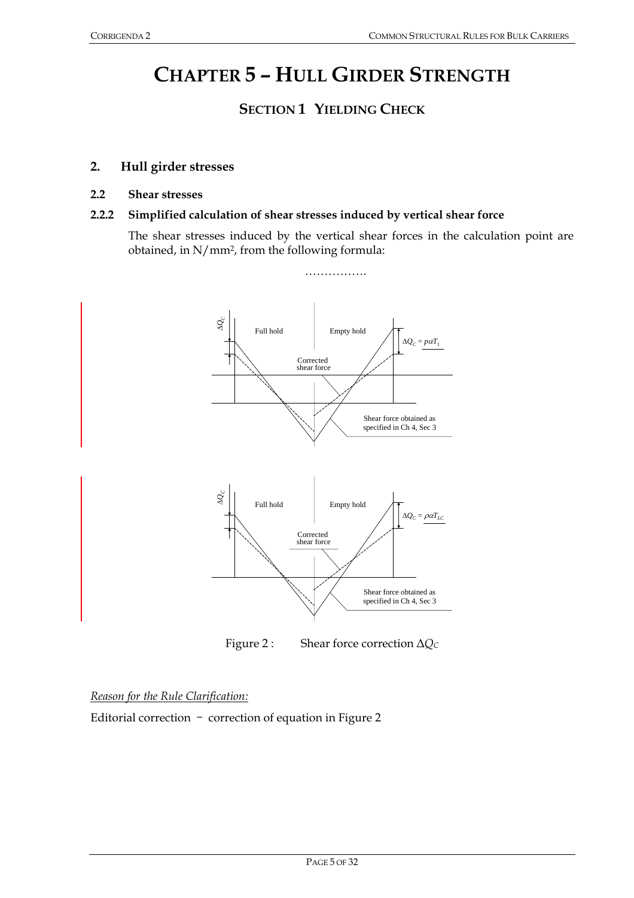# CHAPTER 5 – HULL GIRDER STRENGTH

## SECTION 1 YIELDING CHECK

### 2. Hull girder stresses

#### 2.2 Shear stresses

#### 2.2.2 Simplified calculation of shear stresses induced by vertical shear force

The shear stresses induced by the vertical shear forces in the calculation point are obtained, in N/mm², from the following formula:

…………….

Figure 2 : Shear force correction $\Delta Q_C$

*Reason for the Rule Clarification:*

Editorial correction – correction of equation in Figure 2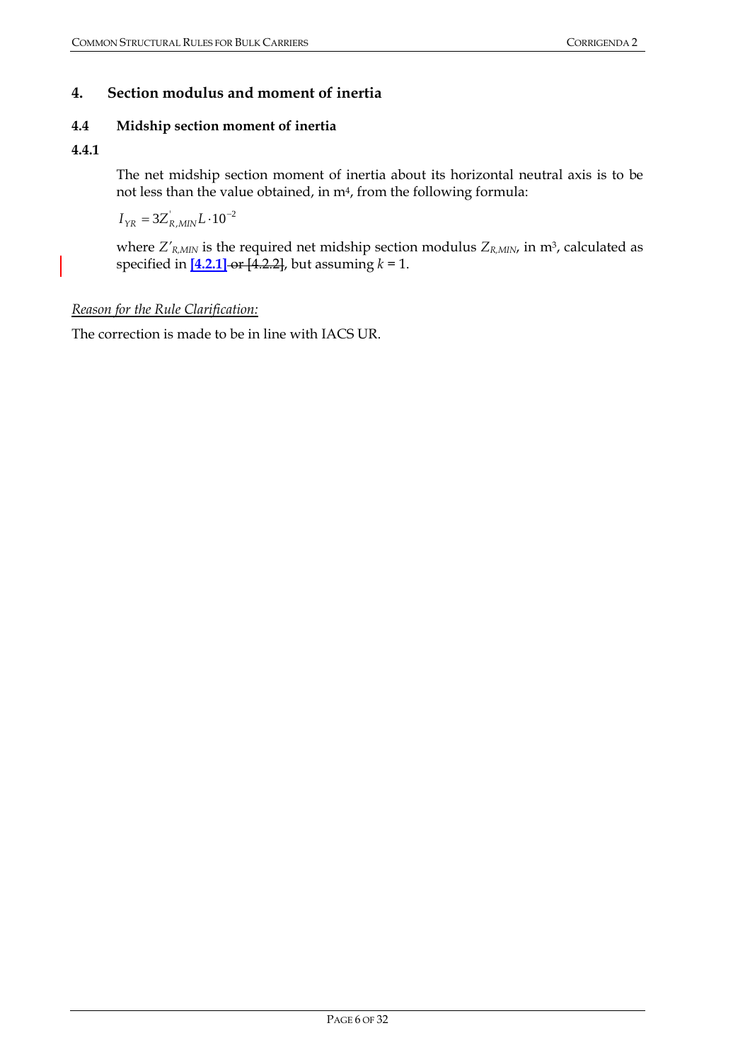## 4. Section modulus and moment of inertia

### 4.4 Midship section moment of inertia

**4.4.1**

The net midship section moment of inertia about its horizontal neutral axis is to be not less than the value obtained, in m$^4$, from the following formula:

$$I_{YR} = 3Z'_{R,MIN} L \cdot 10^{-2}$$

where $Z'_{R,MIN}$ is the required net midship section modulus $Z_{R,MIN}$, in m$^3$, calculated as specified in **[4.2.1]** ~~or [4.2.2]~~, but assuming $k$ = 1.

*Reason for the Rule Clarification:*

The correction is made to be in line with IACS UR.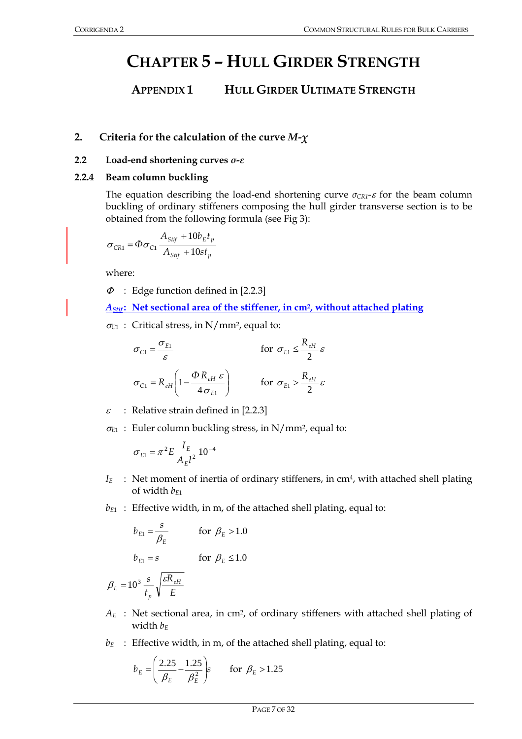# CHAPTER 5 – HULL GIRDER STRENGTH

## APPENDIX 1 HULL GIRDER ULTIMATE STRENGTH

### 2. Criteria for the calculation of the curve *M*-$\chi$

#### 2.2 Load-end shortening curves $\sigma$-$\varepsilon$

#### 2.2.4 Beam column buckling

The equation describing the load-end shortening curve $\sigma_{CR1}$-$\varepsilon$ for the beam column buckling of ordinary stiffeners composing the hull girder transverse section is to be obtained from the following formula (see Fig 3):

$$\sigma_{CR1} = \Phi \sigma_{C1} \frac{A_{Stif} + 10 b_E t_p}{A_{Stif} + 10 s t_p}$$

where:

$\Phi$ : Edge function defined in [2.2.3]

**$A_{Stif}$: Net sectional area of the stiffener, in cm², without attached plating**

$\sigma_{C1}$ : Critical stress, in N/mm², equal to:

$$\sigma_{C1} = \frac{\sigma_{E1}}{\varepsilon} \qquad \text{for } \sigma_{E1} \le \frac{R_{eH}}{2}\varepsilon$$

$$\sigma_{C1} = R_{eH}\left(1 - \frac{\Phi R_{eH}\ \varepsilon}{4\sigma_{E1}}\right) \qquad \text{for } \sigma_{E1} > \frac{R_{eH}}{2}\varepsilon$$

$\varepsilon$ : Relative strain defined in [2.2.3]

$\sigma_{E1}$ : Euler column buckling stress, in N/mm², equal to:

$$\sigma_{E1} = \pi^2 E \frac{I_E}{A_E l^2} 10^{-4}$$

$I_E$ : Net moment of inertia of ordinary stiffeners, in cm⁴, with attached shell plating of width $b_{E1}$

$b_{E1}$ : Effective width, in m, of the attached shell plating, equal to:

$$b_{E1} = \frac{s}{\beta_E} \qquad \text{for } \beta_E > 1.0$$

$$b_{E1} = s \qquad \text{for } \beta_E \le 1.0$$

$$\beta_E = 10^3 \frac{s}{t_p}\sqrt{\frac{\varepsilon R_{eH}}{E}}$$

$A_E$ : Net sectional area, in cm², of ordinary stiffeners with attached shell plating of width $b_E$

$b_E$ : Effective width, in m, of the attached shell plating, equal to:

$$b_E = \left(\frac{2.25}{\beta_E} - \frac{1.25}{\beta_E^2}\right)s \qquad \text{for } \beta_E > 1.25$$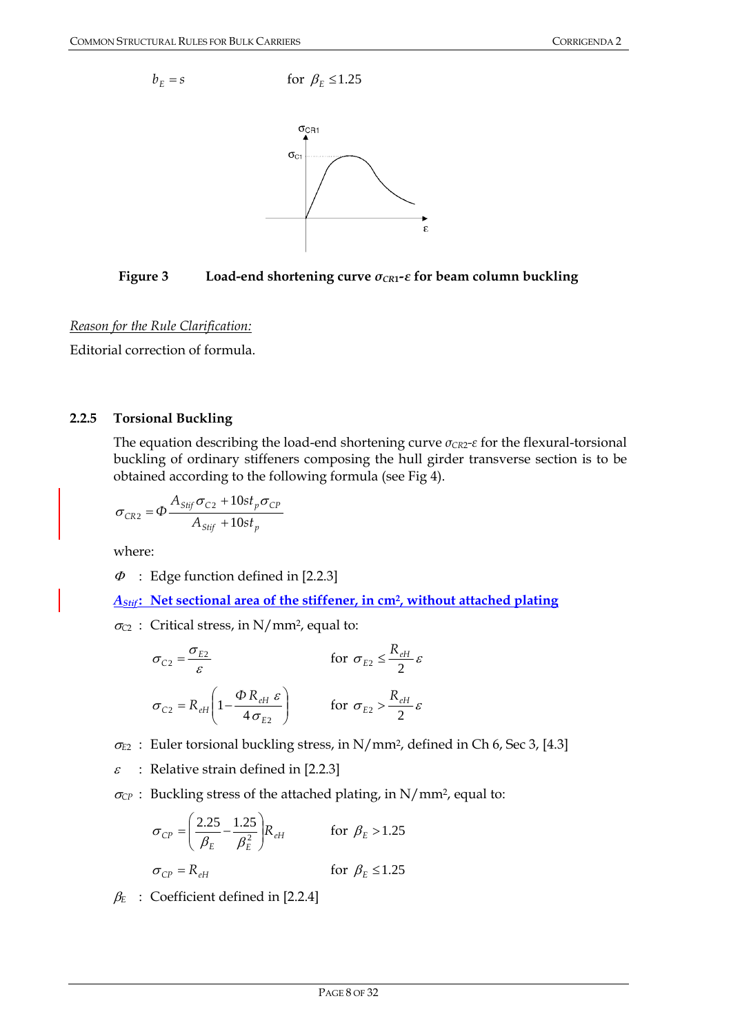$$b_E = s \qquad \text{for } \beta_E \le 1.25$$

**Figure 3 Load-end shortening curve $\sigma_{CR1}$-$\varepsilon$ for beam column buckling**

*Reason for the Rule Clarification:*

Editorial correction of formula.

### 2.2.5 Torsional Buckling

The equation describing the load-end shortening curve $\sigma_{CR2}$-$\varepsilon$ for the flexural-torsional buckling of ordinary stiffeners composing the hull girder transverse section is to be obtained according to the following formula (see Fig 4).

$$\sigma_{CR2} = \Phi \frac{A_{Stif}\sigma_{C2} + 10st_p\sigma_{CP}}{A_{Stif} + 10st_p}$$

where:

$\Phi$ : Edge function defined in [2.2.3]

***$A_{Stif}$*: Net sectional area of the stiffener, in cm², without attached plating**

$\sigma_{C2}$ : Critical stress, in N/mm², equal to:

$$\sigma_{C2} = \frac{\sigma_{E2}}{\varepsilon} \qquad \text{for } \sigma_{E2} \le \frac{R_{eH}}{2}\varepsilon$$

$$\sigma_{C2} = R_{eH}\left(1 - \frac{\Phi R_{eH}\ \varepsilon}{4\sigma_{E2}}\right) \qquad \text{for } \sigma_{E2} > \frac{R_{eH}}{2}\varepsilon$$

$\sigma_{E2}$ : Euler torsional buckling stress, in N/mm², defined in Ch 6, Sec 3, [4.3]

$\varepsilon$ : Relative strain defined in [2.2.3]

$\sigma_{CP}$ : Buckling stress of the attached plating, in N/mm², equal to:

$$\sigma_{CP} = \left(\frac{2.25}{\beta_E} - \frac{1.25}{\beta_E^2}\right)R_{eH} \qquad \text{for } \beta_E > 1.25$$

$$\sigma_{CP} = R_{eH} \qquad \text{for } \beta_E \le 1.25$$

$\beta_E$ : Coefficient defined in [2.2.4]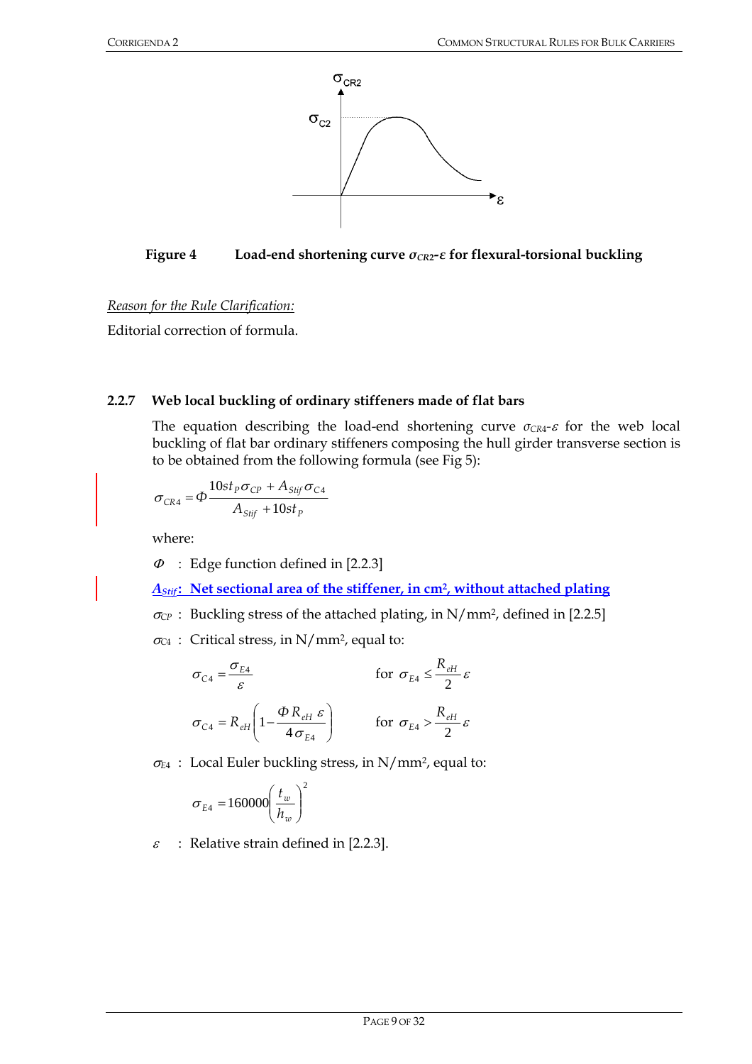**Figure 4    Load-end shortening curve $\sigma_{CR2}$-$\varepsilon$ for flexural-torsional buckling**

*Reason for the Rule Clarification:*

Editorial correction of formula.

### 2.2.7 Web local buckling of ordinary stiffeners made of flat bars

The equation describing the load-end shortening curve $\sigma_{CR4}$-$\varepsilon$ for the web local buckling of flat bar ordinary stiffeners composing the hull girder transverse section is to be obtained from the following formula (see Fig 5):

$$\sigma_{CR4} = \Phi \frac{10 s t_P \sigma_{CP} + A_{Stif} \sigma_{C4}}{A_{Stif} + 10 s t_P}$$

where:

$\Phi$ : Edge function defined in [2.2.3]

**$A_{Stif}$: Net sectional area of the stiffener, in cm², without attached plating**

$\sigma_{CP}$ : Buckling stress of the attached plating, in N/mm², defined in [2.2.5]

$\sigma_{C4}$ : Critical stress, in N/mm², equal to:

$$\sigma_{C4} = \frac{\sigma_{E4}}{\varepsilon} \qquad \text{for } \sigma_{E4} \le \frac{R_{eH}}{2}\varepsilon$$

$$\sigma_{C4} = R_{eH}\left(1 - \frac{\Phi R_{eH}\,\varepsilon}{4\sigma_{E4}}\right) \qquad \text{for } \sigma_{E4} > \frac{R_{eH}}{2}\varepsilon$$

$\sigma_{E4}$ : Local Euler buckling stress, in N/mm², equal to:

$$\sigma_{E4} = 160000\left(\frac{t_w}{h_w}\right)^2$$

$\varepsilon$ : Relative strain defined in [2.2.3].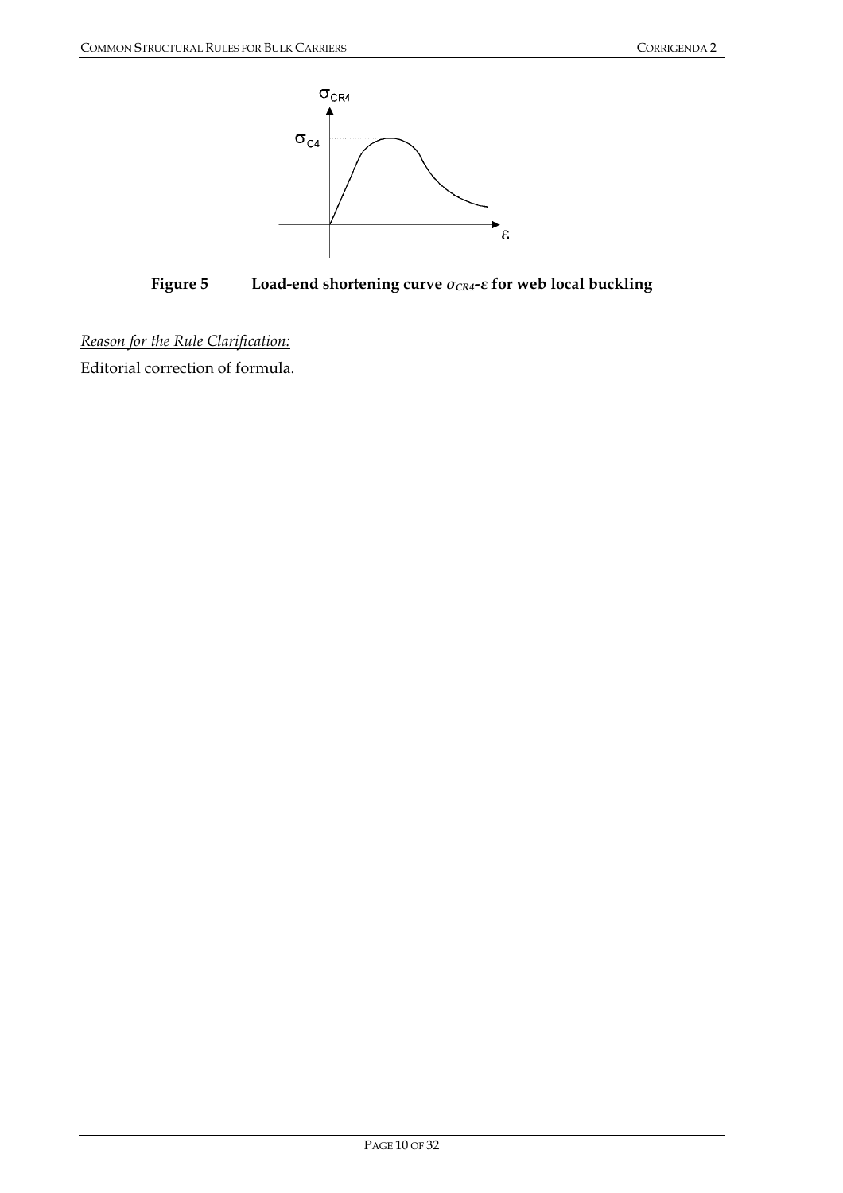**Figure 5 Load-end shortening curve $\sigma_{CR4}$-$\varepsilon$ for web local buckling**

*Reason for the Rule Clarification:*

Editorial correction of formula.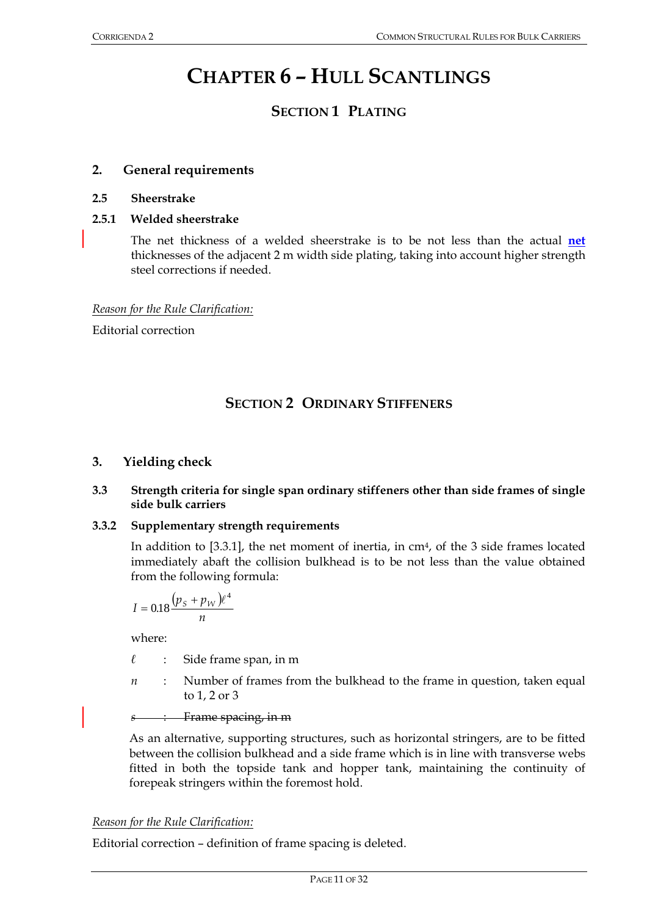# CHAPTER 6 – HULL SCANTLINGS

## SECTION 1 PLATING

### 2. General requirements

#### 2.5 Sheerstrake

#### 2.5.1 Welded sheerstrake

The net thickness of a welded sheerstrake is to be not less than the actual **net** thicknesses of the adjacent 2 m width side plating, taking into account higher strength steel corrections if needed.

*Reason for the Rule Clarification:*

Editorial correction

## SECTION 2 ORDINARY STIFFENERS

### 3. Yielding check

#### 3.3 Strength criteria for single span ordinary stiffeners other than side frames of single side bulk carriers

#### 3.3.2 Supplementary strength requirements

In addition to [3.3.1], the net moment of inertia, in cm$^4$, of the 3 side frames located immediately abaft the collision bulkhead is to be not less than the value obtained from the following formula:

$$I = 0.18\frac{(p_S + p_W)\ell^4}{n}$$

where:

$\ell$ : Side frame span, in m

$n$ : Number of frames from the bulkhead to the frame in question, taken equal to 1, 2 or 3

~~$s$ : Frame spacing, in m~~

As an alternative, supporting structures, such as horizontal stringers, are to be fitted between the collision bulkhead and a side frame which is in line with transverse webs fitted in both the topside tank and hopper tank, maintaining the continuity of forepeak stringers within the foremost hold.

*Reason for the Rule Clarification:*

Editorial correction – definition of frame spacing is deleted.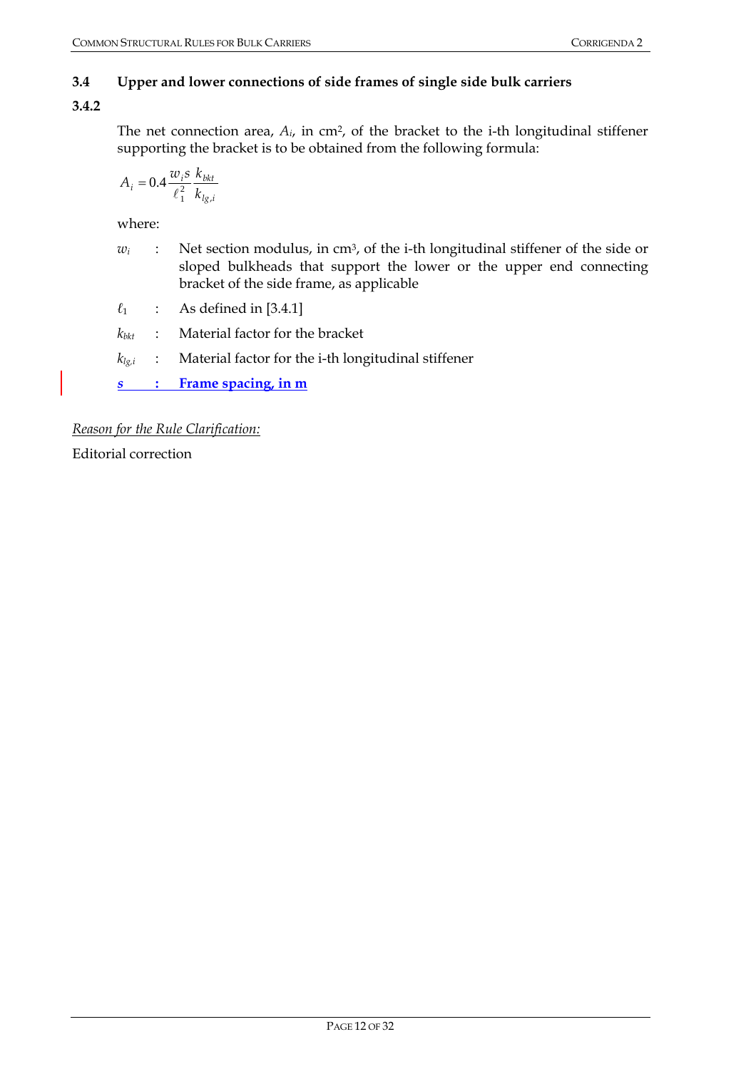### 3.4 Upper and lower connections of side frames of single side bulk carriers

#### 3.4.2

The net connection area, $A_i$, in cm², of the bracket to the i-th longitudinal stiffener supporting the bracket is to be obtained from the following formula:

$$A_i = 0.4 \frac{w_i s}{\ell_1^2} \frac{k_{bkt}}{k_{lg,i}}$$

where:

$w_i$ : Net section modulus, in cm³, of the i-th longitudinal stiffener of the side or sloped bulkheads that support the lower or the upper end connecting bracket of the side frame, as applicable

$\ell_1$ : As defined in [3.4.1]

$k_{bkt}$ : Material factor for the bracket

$k_{lg,i}$ : Material factor for the i-th longitudinal stiffener

**$s$ : Frame spacing, in m**

*Reason for the Rule Clarification:*

Editorial correction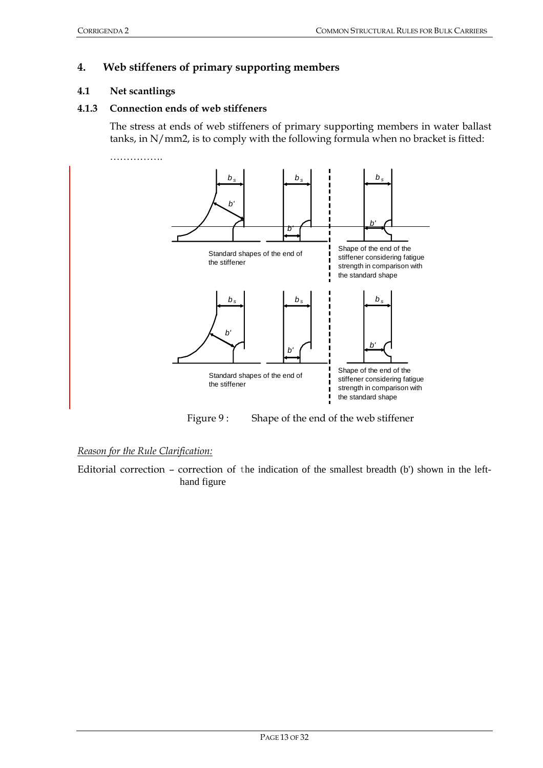## 4. Web stiffeners of primary supporting members

### 4.1 Net scantlings

#### 4.1.3 Connection ends of web stiffeners

The stress at ends of web stiffeners of primary supporting members in water ballast tanks, in N/mm2, is to comply with the following formula when no bracket is fitted:

…………….

Standard shapes of the end of the stiffener

Shape of the end of the stiffener considering fatigue strength in comparison with the standard shape

Standard shapes of the end of the stiffener

Shape of the end of the stiffener considering fatigue strength in comparison with the standard shape

Figure 9 : Shape of the end of the web stiffener

*Reason for the Rule Clarification:*

Editorial correction – correction of the indication of the smallest breadth (b') shown in the left-hand figure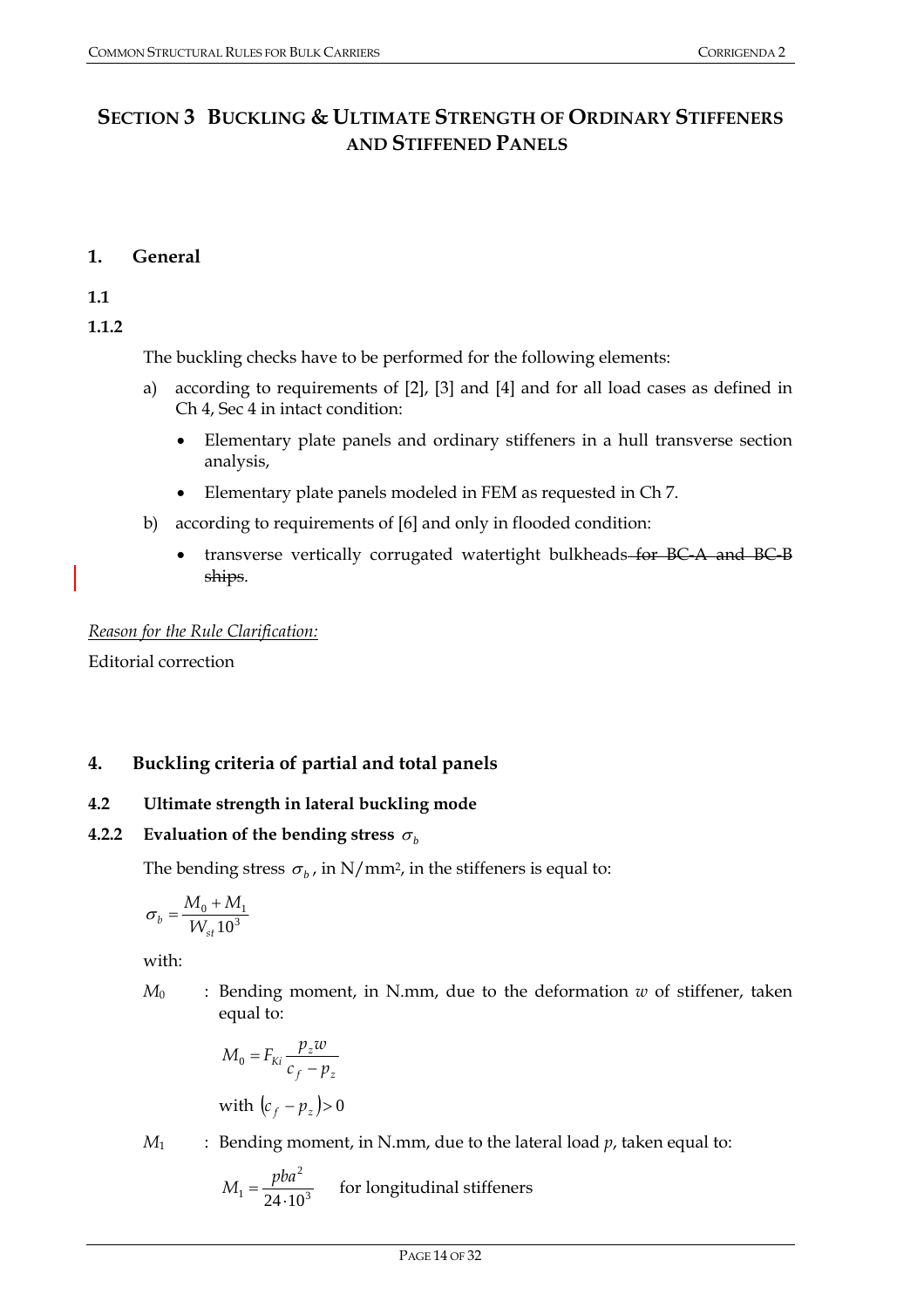# SECTION 3 BUCKLING & ULTIMATE STRENGTH OF ORDINARY STIFFENERS AND STIFFENED PANELS

## 1. General

### 1.1

#### 1.1.2

The buckling checks have to be performed for the following elements:

a) according to requirements of [2], [3] and [4] and for all load cases as defined in Ch 4, Sec 4 in intact condition:

- Elementary plate panels and ordinary stiffeners in a hull transverse section analysis,
- Elementary plate panels modeled in FEM as requested in Ch 7.

b) according to requirements of [6] and only in flooded condition:

- transverse vertically corrugated watertight bulkheads ~~for BC-A and BC-B ships~~.

*Reason for the Rule Clarification:*

Editorial correction

## 4. Buckling criteria of partial and total panels

### 4.2 Ultimate strength in lateral buckling mode

#### 4.2.2 Evaluation of the bending stress $\sigma_b$

The bending stress $\sigma_b$, in N/mm², in the stiffeners is equal to:

$$\sigma_b = \frac{M_0 + M_1}{W_{st} 10^3}$$

with:

$M_0$ : Bending moment, in N.mm, due to the deformation $w$ of stiffener, taken equal to:

$$M_0 = F_{Ki} \frac{p_z w}{c_f - p_z}$$

with $(c_f - p_z) > 0$

$M_1$ : Bending moment, in N.mm, due to the lateral load $p$, taken equal to:

$$M_1 = \frac{pba^2}{24 \cdot 10^3} \quad \text{for longitudinal stiffeners}$$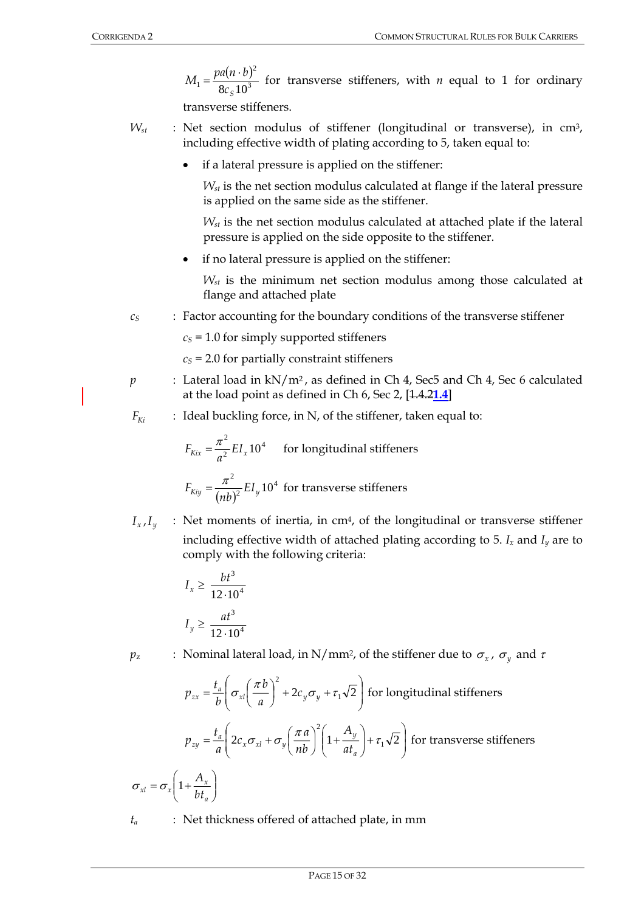$$M_1 = \frac{pa(n \cdot b)^2}{8c_S 10^3}$$ for transverse stiffeners, with $n$ equal to 1 for ordinary transverse stiffeners.

$W_{st}$ : Net section modulus of stiffener (longitudinal or transverse), in cm³, including effective width of plating according to 5, taken equal to:

- if a lateral pressure is applied on the stiffener:

  $W_{st}$ is the net section modulus calculated at flange if the lateral pressure is applied on the same side as the stiffener.

  $W_{st}$ is the net section modulus calculated at attached plate if the lateral pressure is applied on the side opposite to the stiffener.

- if no lateral pressure is applied on the stiffener:

  $W_{st}$ is the minimum net section modulus among those calculated at flange and attached plate

$c_S$ : Factor accounting for the boundary conditions of the transverse stiffener

$c_S$ = 1.0 for simply supported stiffeners

$c_S$ = 2.0 for partially constraint stiffeners

$p$ : Lateral load in kN/m², as defined in Ch 4, Sec5 and Ch 4, Sec 6 calculated at the load point as defined in Ch 6, Sec 2, [~~1.4.2~~**1.4**]

$F_{Ki}$ : Ideal buckling force, in N, of the stiffener, taken equal to:

$$F_{Kix} = \frac{\pi^2}{a^2} EI_x 10^4 \quad \text{for longitudinal stiffeners}$$

$$F_{Kiy} = \frac{\pi^2}{(nb)^2} EI_y 10^4 \quad \text{for transverse stiffeners}$$

$I_x, I_y$ : Net moments of inertia, in cm⁴, of the longitudinal or transverse stiffener including effective width of attached plating according to 5. $I_x$ and $I_y$ are to comply with the following criteria:

$$I_x \geq \frac{bt^3}{12 \cdot 10^4}$$

$$I_y \geq \frac{at^3}{12 \cdot 10^4}$$

$p_z$ : Nominal lateral load, in N/mm², of the stiffener due to $\sigma_x$, $\sigma_y$ and $\tau$

$$p_{zx} = \frac{t_a}{b}\left(\sigma_{xl}\left(\frac{\pi b}{a}\right)^2 + 2c_y \sigma_y + \tau_1 \sqrt{2}\right) \quad \text{for longitudinal stiffeners}$$

$$p_{zy} = \frac{t_a}{a}\left(2c_x \sigma_{xl} + \sigma_y \left(\frac{\pi a}{nb}\right)^2 \left(1 + \frac{A_y}{at_a}\right) + \tau_1 \sqrt{2}\right) \quad \text{for transverse stiffeners}$$

$$\sigma_{xl} = \sigma_x \left(1 + \frac{A_x}{bt_a}\right)$$

$t_a$ : Net thickness offered of attached plate, in mm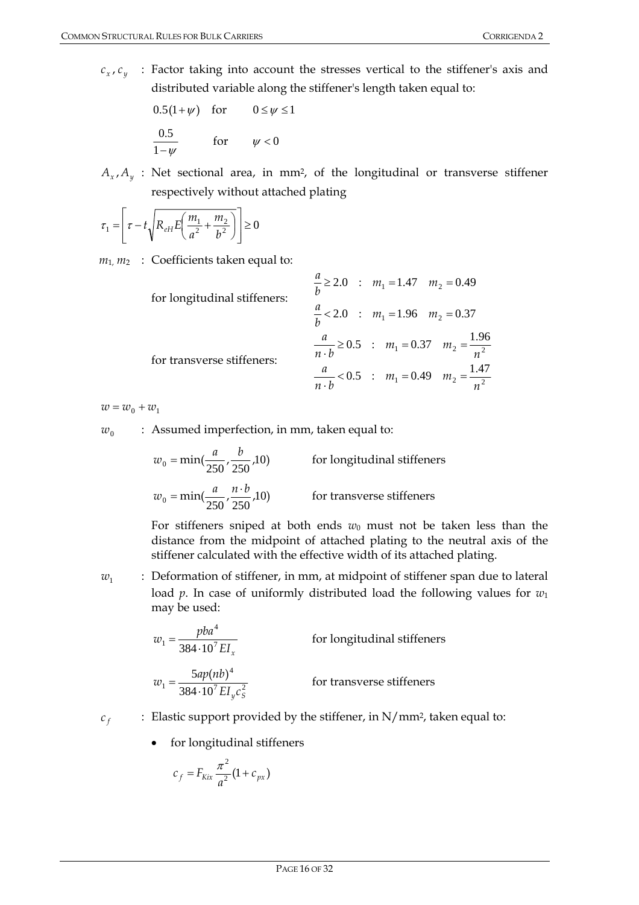$c_x$, $c_y$ : Factor taking into account the stresses vertical to the stiffener's axis and distributed variable along the stiffener's length taken equal to:

$0.5(1+\psi)$ for $0 \le \psi \le 1$

$\dfrac{0.5}{1-\psi}$ for $\psi < 0$

$A_x$, $A_y$ : Net sectional area, in mm², of the longitudinal or transverse stiffener respectively without attached plating

$$\tau_1 = \left[ \tau - t\sqrt{R_{eH} E\left(\frac{m_1}{a^2} + \frac{m_2}{b^2}\right)} \right] \ge 0$$

$m_1$, $m_2$ : Coefficients taken equal to:

for longitudinal stiffeners:

$\dfrac{a}{b} \ge 2.0$ : $m_1 = 1.47$ $m_2 = 0.49$

$\dfrac{a}{b} < 2.0$ : $m_1 = 1.96$ $m_2 = 0.37$

for transverse stiffeners:

$\dfrac{a}{n \cdot b} \ge 0.5$ : $m_1 = 0.37$ $m_2 = \dfrac{1.96}{n^2}$

$\dfrac{a}{n \cdot b} < 0.5$ : $m_1 = 0.49$ $m_2 = \dfrac{1.47}{n^2}$

$w = w_0 + w_1$

$w_0$ : Assumed imperfection, in mm, taken equal to:

$w_0 = \min(\dfrac{a}{250}, \dfrac{b}{250}, 10)$ for longitudinal stiffeners

$w_0 = \min(\dfrac{a}{250}, \dfrac{n \cdot b}{250}, 10)$ for transverse stiffeners

For stiffeners sniped at both ends $w_0$ must not be taken less than the distance from the midpoint of attached plating to the neutral axis of the stiffener calculated with the effective width of its attached plating.

$w_1$ : Deformation of stiffener, in mm, at midpoint of stiffener span due to lateral load $p$. In case of uniformly distributed load the following values for $w_1$ may be used:

$w_1 = \dfrac{pba^4}{384 \cdot 10^7 EI_x}$ for longitudinal stiffeners

$w_1 = \dfrac{5ap(nb)^4}{384 \cdot 10^7 EI_y c_S^2}$ for transverse stiffeners

$c_f$ : Elastic support provided by the stiffener, in N/mm², taken equal to:

- for longitudinal stiffeners

$$c_f = F_{Kix} \frac{\pi^2}{a^2}(1 + c_{px})$$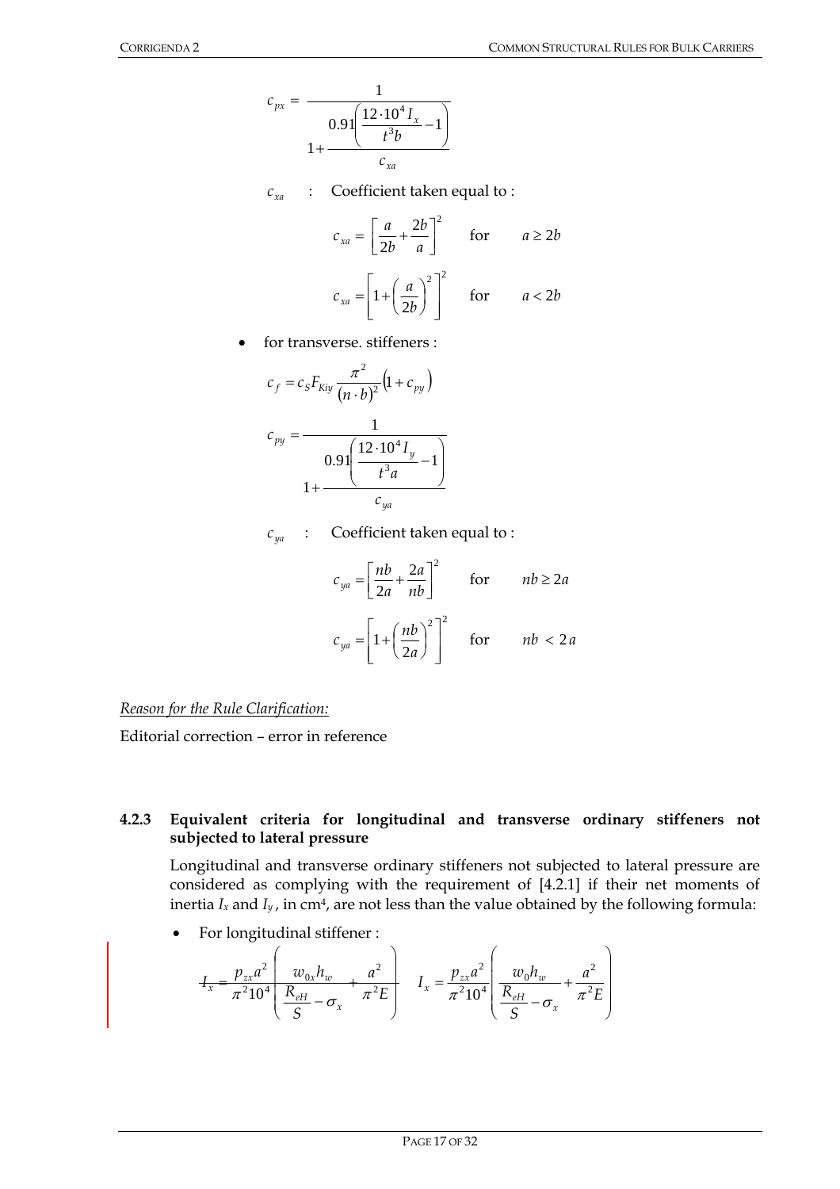$$c_{px} = \frac{1}{1 + \dfrac{0.91\left(\dfrac{12 \cdot 10^4 I_x}{t^3 b} - 1\right)}{c_{xa}}}$$

$c_{xa}$ : Coefficient taken equal to :

$$c_{xa} = \left[\frac{a}{2b} + \frac{2b}{a}\right]^2 \qquad \text{for} \qquad a \geq 2b$$

$$c_{xa} = \left[1 + \left(\frac{a}{2b}\right)^2\right]^2 \qquad \text{for} \qquad a < 2b$$

- for transverse. stiffeners :

$$c_f = c_S F_{Kiy} \frac{\pi^2}{(n \cdot b)^2}\left(1 + c_{py}\right)$$

$$c_{py} = \frac{1}{1 + \dfrac{0.91\left(\dfrac{12 \cdot 10^4 I_y}{t^3 a} - 1\right)}{c_{ya}}}$$

$c_{ya}$ : Coefficient taken equal to :

$$c_{ya} = \left[\frac{nb}{2a} + \frac{2a}{nb}\right]^2 \qquad \text{for} \qquad nb \geq 2a$$

$$c_{ya} = \left[1 + \left(\frac{nb}{2a}\right)^2\right]^2 \qquad \text{for} \qquad nb < 2a$$

*Reason for the Rule Clarification:*

Editorial correction – error in reference

#### 4.2.3 Equivalent criteria for longitudinal and transverse ordinary stiffeners not subjected to lateral pressure

Longitudinal and transverse ordinary stiffeners not subjected to lateral pressure are considered as complying with the requirement of [4.2.1] if their net moments of inertia $I_x$ and $I_y$, in cm⁴, are not less than the value obtained by the following formula:

- For longitudinal stiffener :

~~$$I_x = \frac{p_{zx} a^2}{\pi^2 10^4}\left(\frac{w_{0x} h_w}{\dfrac{R_{eH}}{S} - \sigma_x} + \frac{a^2}{\pi^2 E}\right)$$~~

$$I_x = \frac{p_{zx} a^2}{\pi^2 10^4}\left(\frac{w_0 h_w}{\dfrac{R_{eH}}{S} - \sigma_x} + \frac{a^2}{\pi^2 E}\right)$$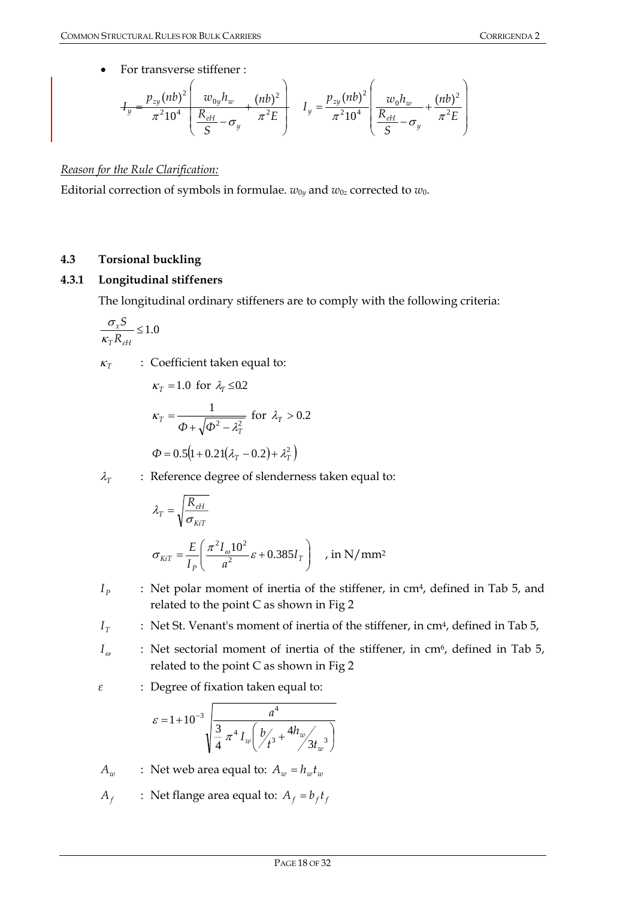- For transverse stiffener :

$$I_y = \frac{p_{zy}(nb)^2}{\pi^2 10^4}\left(\frac{w_{0y}h_w}{\dfrac{R_{eH}}{S}-\sigma_y}+\frac{(nb)^2}{\pi^2 E}\right) \quad I_y = \frac{p_{zy}(nb)^2}{\pi^2 10^4}\left(\frac{w_0 h_w}{\dfrac{R_{eH}}{S}-\sigma_y}+\frac{(nb)^2}{\pi^2 E}\right)$$

*Reason for the Rule Clarification:*

Editorial correction of symbols in formulae. $w_{0y}$ and $w_{0z}$ corrected to $w_0$.

### 4.3 Torsional buckling

#### 4.3.1 Longitudinal stiffeners

The longitudinal ordinary stiffeners are to comply with the following criteria:

$$\frac{\sigma_x S}{\kappa_T R_{eH}} \le 1.0$$

$\kappa_T$ : Coefficient taken equal to:

$$\kappa_T = 1.0 \text{ for } \lambda_T \le 0.2$$

$$\kappa_T = \frac{1}{\Phi + \sqrt{\Phi^2 - \lambda_T^2}} \text{ for } \lambda_T > 0.2$$

$$\Phi = 0.5\left(1 + 0.21(\lambda_T - 0.2) + \lambda_T^2\right)$$

$\lambda_T$ : Reference degree of slenderness taken equal to:

$$\lambda_T = \sqrt{\frac{R_{eH}}{\sigma_{KiT}}}$$

$$\sigma_{KiT} = \frac{E}{I_P}\left(\frac{\pi^2 I_\omega 10^2}{a^2}\varepsilon + 0.385 I_T\right) \quad \text{, in N/mm}^2$$

$I_P$ : Net polar moment of inertia of the stiffener, in cm[4], defined in Tab 5, and related to the point C as shown in Fig 2

$I_T$ : Net St. Venant's moment of inertia of the stiffener, in cm[4], defined in Tab 5,

$I_\omega$ : Net sectorial moment of inertia of the stiffener, in cm[6], defined in Tab 5, related to the point C as shown in Fig 2

$\varepsilon$ : Degree of fixation taken equal to:

$$\varepsilon = 1 + 10^{-3}\sqrt{\frac{a^4}{\frac{3}{4}\pi^4 I_w\left(\frac{b}{t^3} + \frac{4h_w}{3t_w^{\,3}}\right)}}$$

$A_w$ : Net web area equal to: $A_w = h_w t_w$

$A_f$ : Net flange area equal to: $A_f = b_f t_f$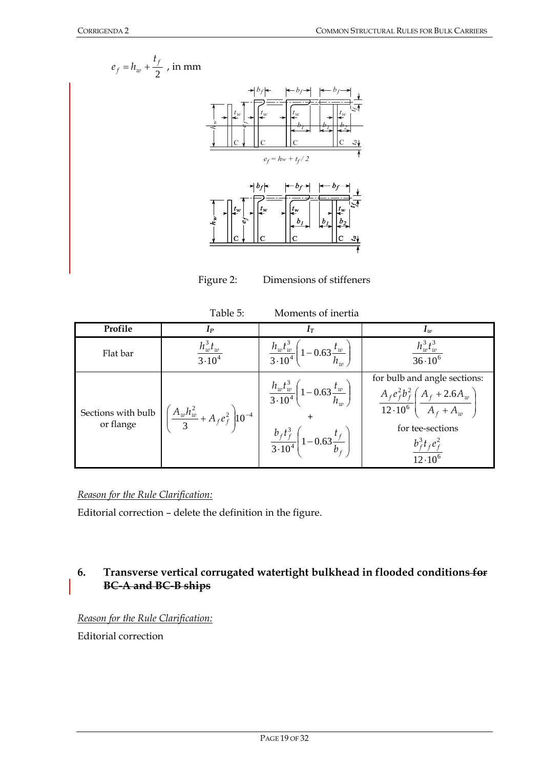$$e_f = h_w + \frac{t_f}{2} \text{, in mm}$$

Figure 2: Dimensions of stiffeners

Table 5: Moments of inertia

| Profile | $I_P$ | $I_T$ | $I_w$ |
|---|---|---|---|
| Flat bar | $\frac{h_w^3 t_w}{3 \cdot 10^4}$ | $\frac{h_w t_w^3}{3 \cdot 10^4}\left(1 - 0.63\frac{t_w}{h_w}\right)$ | $\frac{h_w^3 t_w^3}{36 \cdot 10^6}$ |
| Sections with bulb or flange | $\left(\frac{A_w h_w^2}{3} + A_f e_f^2\right)10^{-4}$ | $\frac{h_w t_w^3}{3 \cdot 10^4}\left(1 - 0.63\frac{t_w}{h_w}\right)$ + $\frac{b_f t_f^3}{3 \cdot 10^4}\left(1 - 0.63\frac{t_f}{b_f}\right)$ | for bulb and angle sections: $\frac{A_f e_f^2 b_f^2}{12 \cdot 10^6}\left(\frac{A_f + 2.6A_w}{A_f + A_w}\right)$ for tee-sections $\frac{b_f^3 t_f e_f^2}{12 \cdot 10^6}$ |

*Reason for the Rule Clarification:*

Editorial correction – delete the definition in the figure.

## 6. Transverse vertical corrugated watertight bulkhead in flooded conditions ~~for BC-A and BC-B ships~~

*Reason for the Rule Clarification:*

Editorial correction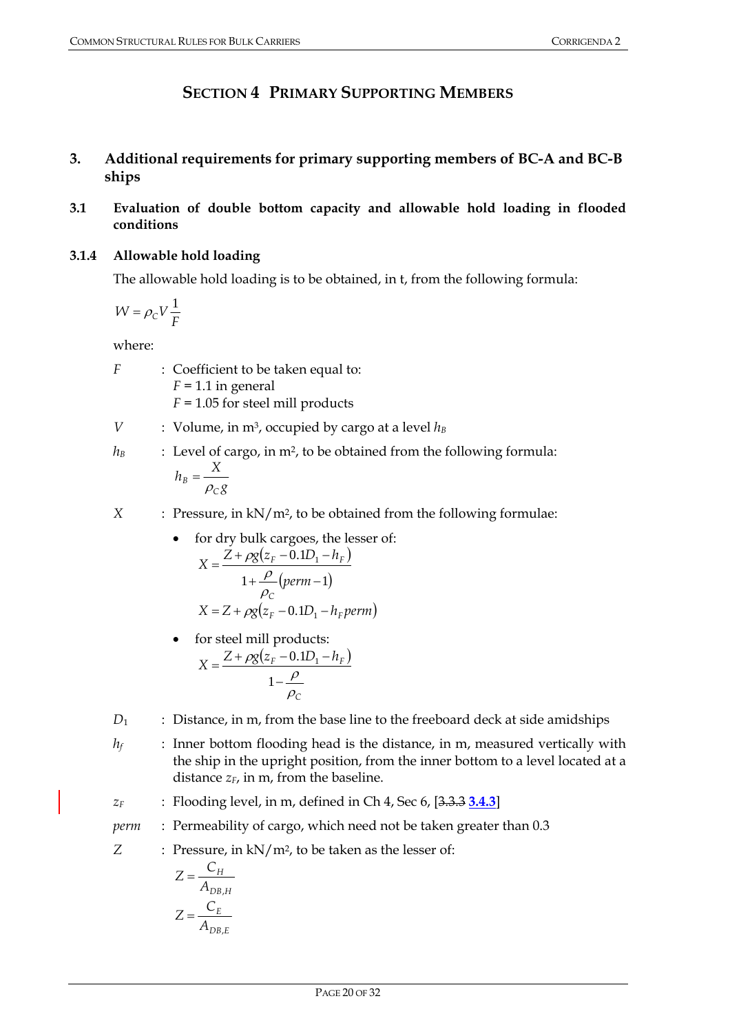# SECTION 4 PRIMARY SUPPORTING MEMBERS

## 3. Additional requirements for primary supporting members of BC-A and BC-B ships

### 3.1 Evaluation of double bottom capacity and allowable hold loading in flooded conditions

#### 3.1.4 Allowable hold loading

The allowable hold loading is to be obtained, in t, from the following formula:

$$W = \rho_C V \frac{1}{F}$$

where:

$F$ : Coefficient to be taken equal to:
$F$ = 1.1 in general
$F$ = 1.05 for steel mill products

$V$ : Volume, in m³, occupied by cargo at a level $h_B$

$h_B$ : Level of cargo, in m², to be obtained from the following formula:

$$h_B = \frac{X}{\rho_C g}$$

$X$ : Pressure, in kN/m², to be obtained from the following formulae:

- for dry bulk cargoes, the lesser of:

$$X = \frac{Z + \rho g (z_F - 0.1D_1 - h_F)}{1 + \frac{\rho}{\rho_C}(perm - 1)}$$

$$X = Z + \rho g (z_F - 0.1D_1 - h_F perm)$$

- for steel mill products:

$$X = \frac{Z + \rho g (z_F - 0.1D_1 - h_F)}{1 - \frac{\rho}{\rho_C}}$$

$D_1$ : Distance, in m, from the base line to the freeboard deck at side amidships

$h_f$ : Inner bottom flooding head is the distance, in m, measured vertically with the ship in the upright position, from the inner bottom to a level located at a distance $z_F$, in m, from the baseline.

$z_F$ : Flooding level, in m, defined in Ch 4, Sec 6, [~~3.3.3~~ **3.4.3**]

$perm$ : Permeability of cargo, which need not be taken greater than 0.3

$Z$ : Pressure, in kN/m², to be taken as the lesser of:

$$Z = \frac{C_H}{A_{DB,H}}$$

$$Z = \frac{C_E}{A_{DB,E}}$$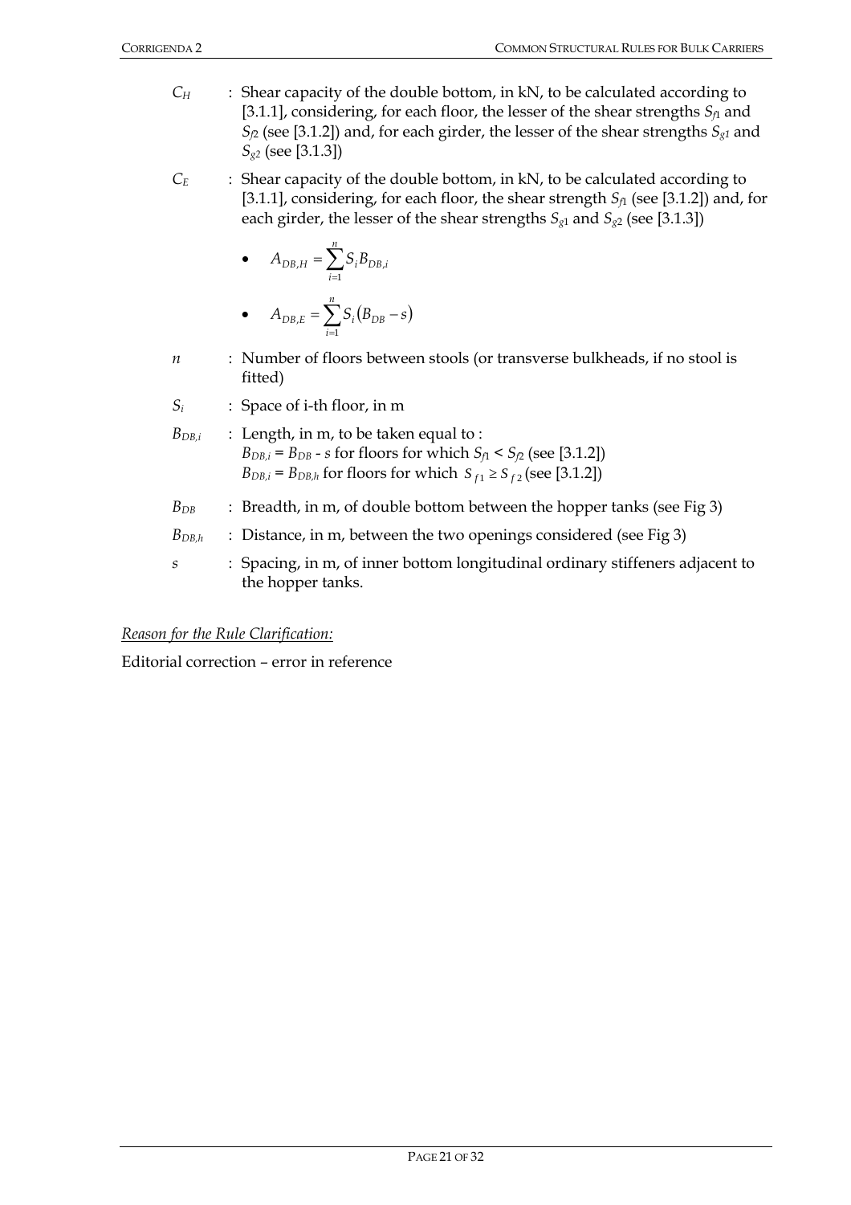$C_H$ : Shear capacity of the double bottom, in kN, to be calculated according to [3.1.1], considering, for each floor, the lesser of the shear strengths $S_{f1}$ and $S_{f2}$ (see [3.1.2]) and, for each girder, the lesser of the shear strengths $S_{g1}$ and $S_{g2}$ (see [3.1.3])

$C_E$ : Shear capacity of the double bottom, in kN, to be calculated according to [3.1.1], considering, for each floor, the shear strength $S_{f1}$ (see [3.1.2]) and, for each girder, the lesser of the shear strengths $S_{g1}$ and $S_{g2}$ (see [3.1.3])

- $A_{DB,H} = \sum_{i=1}^{n} S_i B_{DB,i}$

- $A_{DB,E} = \sum_{i=1}^{n} S_i \left(B_{DB} - s\right)$

$n$ : Number of floors between stools (or transverse bulkheads, if no stool is fitted)

$S_i$ : Space of i-th floor, in m

$B_{DB,i}$ : Length, in m, to be taken equal to :
$B_{DB,i} = B_{DB} - s$ for floors for which $S_{f1} < S_{f2}$ (see [3.1.2])
$B_{DB,i} = B_{DB,h}$ for floors for which $S_{f1} \geq S_{f2}$ (see [3.1.2])

$B_{DB}$ : Breadth, in m, of double bottom between the hopper tanks (see Fig 3)

$B_{DB,h}$ : Distance, in m, between the two openings considered (see Fig 3)

$s$ : Spacing, in m, of inner bottom longitudinal ordinary stiffeners adjacent to the hopper tanks.

*Reason for the Rule Clarification:*

Editorial correction – error in reference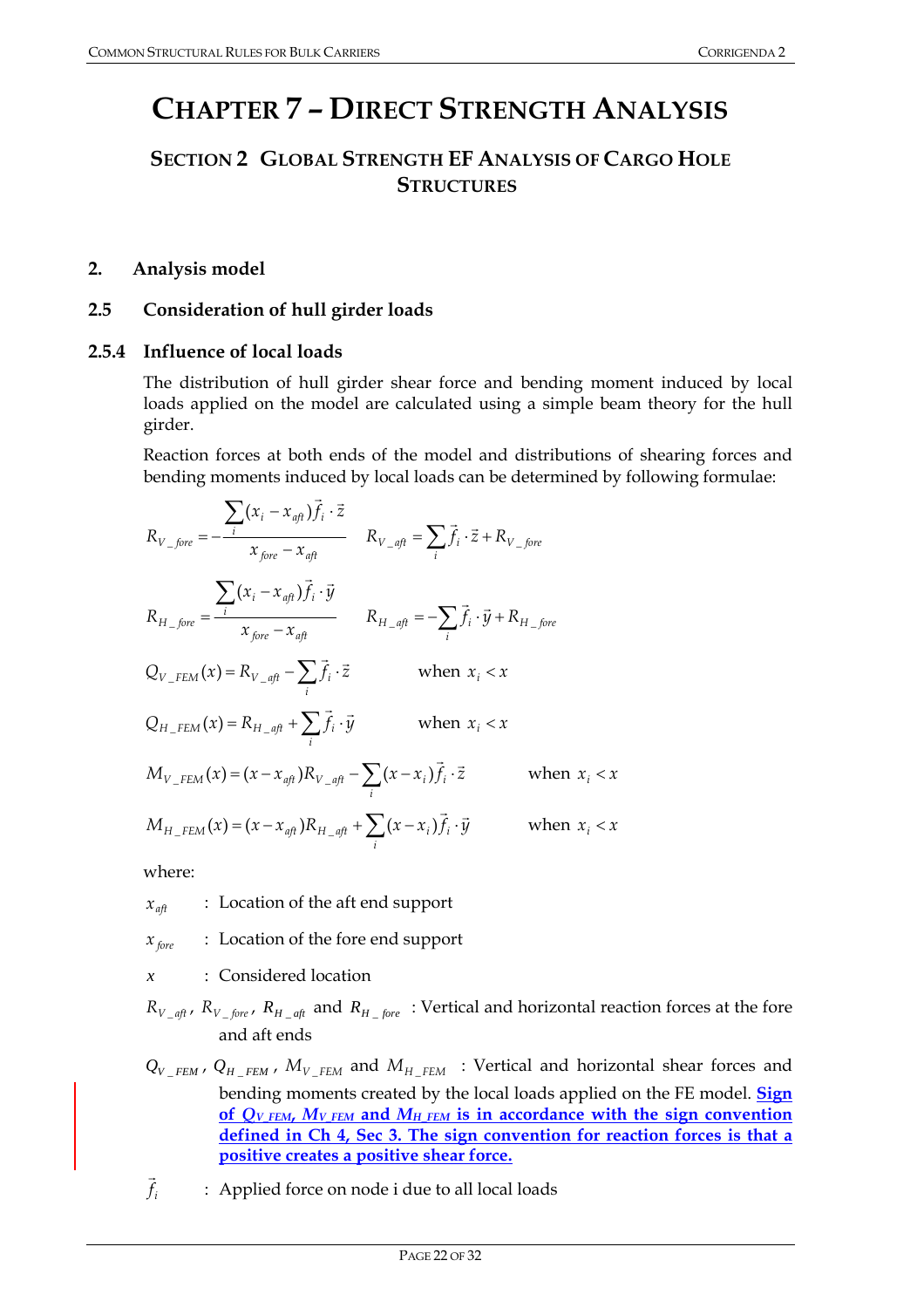# CHAPTER 7 – DIRECT STRENGTH ANALYSIS

## SECTION 2 GLOBAL STRENGTH EF ANALYSIS OF CARGO HOLE STRUCTURES

### 2. Analysis model

### 2.5 Consideration of hull girder loads

### 2.5.4 Influence of local loads

The distribution of hull girder shear force and bending moment induced by local loads applied on the model are calculated using a simple beam theory for the hull girder.

Reaction forces at both ends of the model and distributions of shearing forces and bending moments induced by local loads can be determined by following formulae:

$$R_{V\_fore} = -\frac{\sum_i (x_i - x_{aft})\vec{f}_i \cdot \vec{z}}{x_{fore} - x_{aft}} \qquad R_{V\_aft} = \sum_i \vec{f}_i \cdot \vec{z} + R_{V\_fore}$$

$$R_{H\_fore} = \frac{\sum_i (x_i - x_{aft})\vec{f}_i \cdot \vec{y}}{x_{fore} - x_{aft}} \qquad R_{H\_aft} = -\sum_i \vec{f}_i \cdot \vec{y} + R_{H\_fore}$$

$$Q_{V\_FEM}(x) = R_{V\_aft} - \sum_i \vec{f}_i \cdot \vec{z} \qquad \text{when } x_i < x$$

$$Q_{H\_FEM}(x) = R_{H\_aft} + \sum_i \vec{f}_i \cdot \vec{y} \qquad \text{when } x_i < x$$

$$M_{V\_FEM}(x) = (x - x_{aft})R_{V\_aft} - \sum_i (x - x_i)\vec{f}_i \cdot \vec{z} \qquad \text{when } x_i < x$$

$$M_{H\_FEM}(x) = (x - x_{aft})R_{H\_aft} + \sum_i (x - x_i)\vec{f}_i \cdot \vec{y} \qquad \text{when } x_i < x$$

where:

$x_{aft}$ : Location of the aft end support

$x_{fore}$ : Location of the fore end support

$x$ : Considered location

$R_{V\_aft}$, $R_{V\_fore}$, $R_{H\_aft}$ and $R_{H\_fore}$ : Vertical and horizontal reaction forces at the fore and aft ends

$Q_{V\_FEM}$, $Q_{H\_FEM}$, $M_{V\_FEM}$ and $M_{H\_FEM}$ : Vertical and horizontal shear forces and bending moments created by the local loads applied on the FE model. **Sign of $Q_{V\_FEM}$, $M_{V\_FEM}$ and $M_{H\_FEM}$ is in accordance with the sign convention defined in Ch 4, Sec 3. The sign convention for reaction forces is that a positive creates a positive shear force.**

$\vec{f}_i$ : Applied force on node i due to all local loads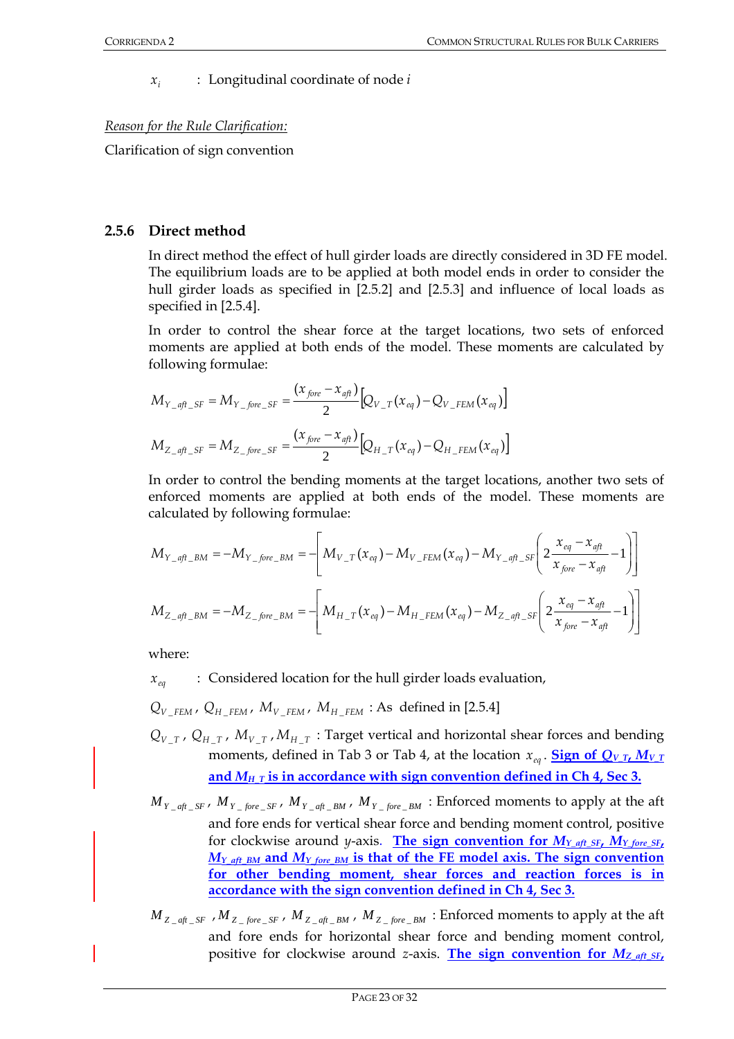$x_i$ : Longitudinal coordinate of node $i$

*Reason for the Rule Clarification:*

Clarification of sign convention

### 2.5.6 Direct method

In direct method the effect of hull girder loads are directly considered in 3D FE model. The equilibrium loads are to be applied at both model ends in order to consider the hull girder loads as specified in [2.5.2] and [2.5.3] and influence of local loads as specified in [2.5.4].

In order to control the shear force at the target locations, two sets of enforced moments are applied at both ends of the model. These moments are calculated by following formulae:

$$M_{Y\_aft\_SF} = M_{Y\_fore\_SF} = \frac{(x_{fore} - x_{aft})}{2}\left[Q_{V\_T}(x_{eq}) - Q_{V\_FEM}(x_{eq})\right]$$

$$M_{Z\_aft\_SF} = M_{Z\_fore\_SF} = \frac{(x_{fore} - x_{aft})}{2}\left[Q_{H\_T}(x_{eq}) - Q_{H\_FEM}(x_{eq})\right]$$

In order to control the bending moments at the target locations, another two sets of enforced moments are applied at both ends of the model. These moments are calculated by following formulae:

$$M_{Y\_aft\_BM} = -M_{Y\_fore\_BM} = -\left[M_{V\_T}(x_{eq}) - M_{V\_FEM}(x_{eq}) - M_{Y\_aft\_SF}\left(2\frac{x_{eq} - x_{aft}}{x_{fore} - x_{aft}} - 1\right)\right]$$

$$M_{Z\_aft\_BM} = -M_{Z\_fore\_BM} = -\left[M_{H\_T}(x_{eq}) - M_{H\_FEM}(x_{eq}) - M_{Z\_aft\_SF}\left(2\frac{x_{eq} - x_{aft}}{x_{fore} - x_{aft}} - 1\right)\right]$$

where:

$x_{eq}$ : Considered location for the hull girder loads evaluation,

$Q_{V\_FEM}$, $Q_{H\_FEM}$, $M_{V\_FEM}$, $M_{H\_FEM}$ : As defined in [2.5.4]

$Q_{V\_T}$, $Q_{H\_T}$, $M_{V\_T}$, $M_{H\_T}$ : Target vertical and horizontal shear forces and bending moments, defined in Tab 3 or Tab 4, at the location $x_{eq}$. **Sign of $Q_{V\_T}$, $M_{V\_T}$ and $M_{H\_T}$ is in accordance with sign convention defined in Ch 4, Sec 3.**

$M_{Y\_aft\_SF}$, $M_{Y\_fore\_SF}$, $M_{Y\_aft\_BM}$, $M_{Y\_fore\_BM}$ : Enforced moments to apply at the aft and fore ends for vertical shear force and bending moment control, positive for clockwise around $y$-axis. **The sign convention for $M_{Y\_aft\_SF}$, $M_{Y\_fore\_SF}$, $M_{Y\_aft\_BM}$ and $M_{Y\_fore\_BM}$ is that of the FE model axis. The sign convention for other bending moment, shear forces and reaction forces is in accordance with the sign convention defined in Ch 4, Sec 3.**

$M_{Z\_aft\_SF}$, $M_{Z\_fore\_SF}$, $M_{Z\_aft\_BM}$, $M_{Z\_fore\_BM}$ : Enforced moments to apply at the aft and fore ends for horizontal shear force and bending moment control, positive for clockwise around $z$-axis. **The sign convention for $M_{Z\_aft\_SF}$,**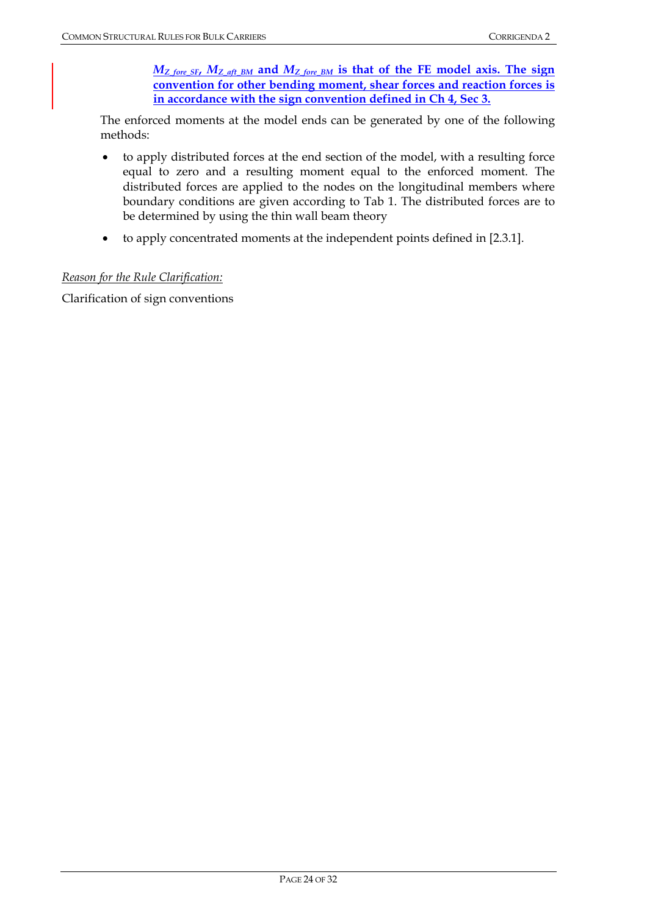**$M_{Z\_fore\_SF}$, $M_{Z\_aft\_BM}$ and $M_{Z\_fore\_BM}$ is that of the FE model axis. The sign convention for other bending moment, shear forces and reaction forces is in accordance with the sign convention defined in Ch 4, Sec 3.**

The enforced moments at the model ends can be generated by one of the following methods:

- to apply distributed forces at the end section of the model, with a resulting force equal to zero and a resulting moment equal to the enforced moment. The distributed forces are applied to the nodes on the longitudinal members where boundary conditions are given according to Tab 1. The distributed forces are to be determined by using the thin wall beam theory
- to apply concentrated moments at the independent points defined in [2.3.1].

*Reason for the Rule Clarification:*

Clarification of sign conventions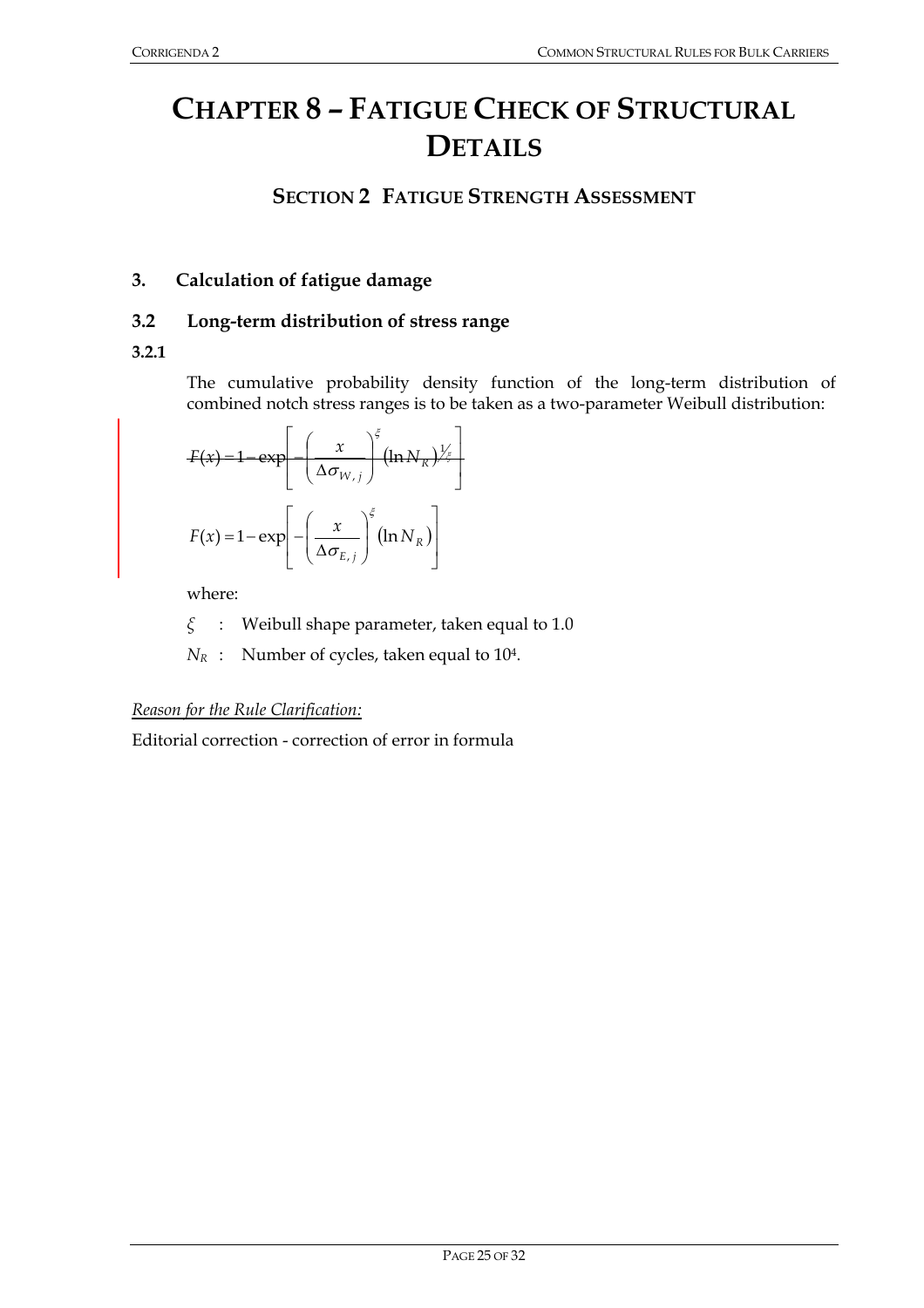# CHAPTER 8 – FATIGUE CHECK OF STRUCTURAL DETAILS

## SECTION 2 FATIGUE STRENGTH ASSESSMENT

### 3. Calculation of fatigue damage

### 3.2 Long-term distribution of stress range

**3.2.1**

The cumulative probability density function of the long-term distribution of combined notch stress ranges is to be taken as a two-parameter Weibull distribution:

$$\sout{F(x) = 1 - \exp\left[-\left(\frac{x}{\Delta\sigma_{W,j}}\right)^{\xi}(\ln N_R)^{1/\xi}\right]}$$

$$F(x) = 1 - \exp\left[-\left(\frac{x}{\Delta\sigma_{E,j}}\right)^{\xi}(\ln N_R)\right]$$

where:

$\xi$ : Weibull shape parameter, taken equal to 1.0

$N_R$ : Number of cycles, taken equal to $10^4$.

*Reason for the Rule Clarification:*

Editorial correction - correction of error in formula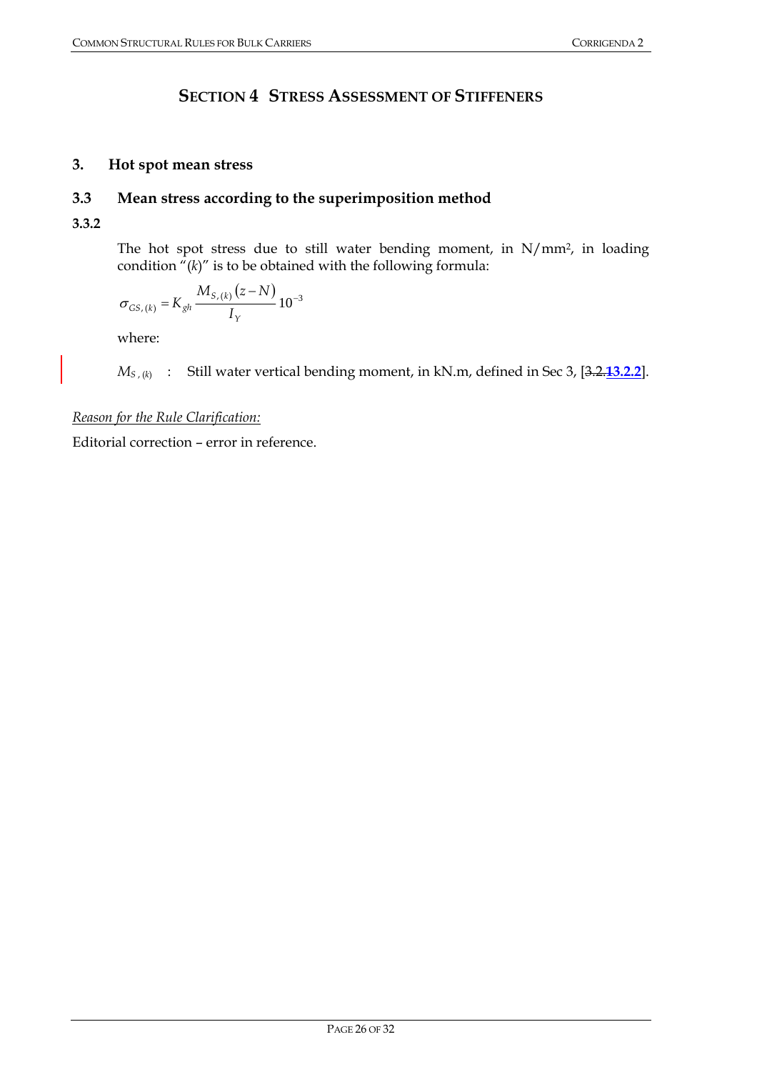## SECTION 4 STRESS ASSESSMENT OF STIFFENERS

### 3. Hot spot mean stress

### 3.3 Mean stress according to the superimposition method

**3.3.2**

The hot spot stress due to still water bending moment, in N/mm², in loading condition "(*k*)" is to be obtained with the following formula:

$$\sigma_{GS,(k)} = K_{gh} \frac{M_{S,(k)}(z-N)}{I_Y} 10^{-3}$$

where:

$M_{S,(k)}$ : Still water vertical bending moment, in kN.m, defined in Sec 3, [~~3.2.1~~3.2.2].

*Reason for the Rule Clarification:*

Editorial correction – error in reference.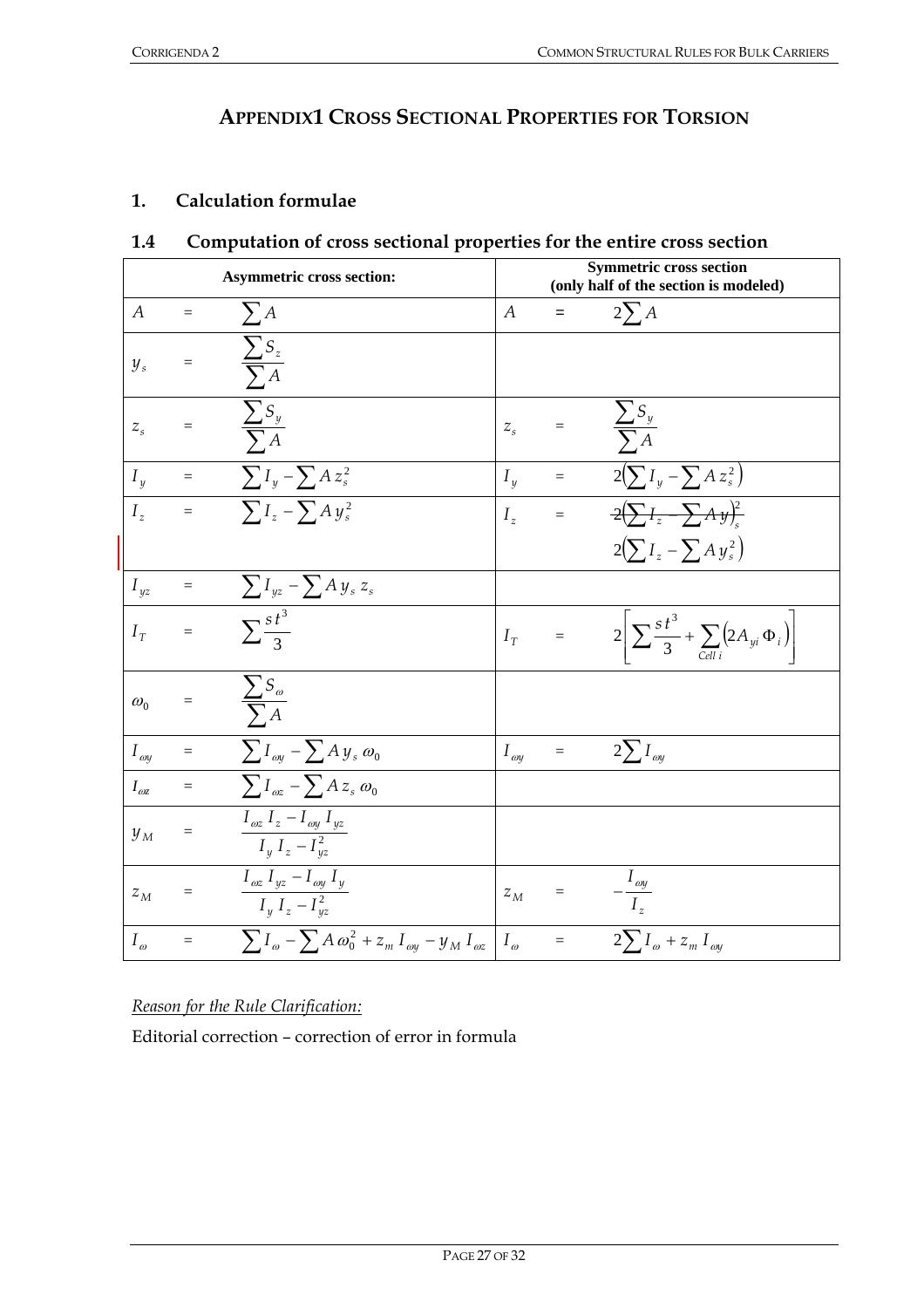# APPENDIX1 CROSS SECTIONAL PROPERTIES FOR TORSION

## 1. Calculation formulae

### 1.4 Computation of cross sectional properties for the entire cross section

| Asymmetric cross section: | | | Symmetric cross section (only half of the section is modeled) | | |
|---|---|---|---|---|---|
| $A$ | = | $\sum A$ | $A$ | = | $2\sum A$ |
| $y_s$ | = | $\dfrac{\sum S_z}{\sum A}$ | | | |
| $z_s$ | = | $\dfrac{\sum S_y}{\sum A}$ | $z_s$ | = | $\dfrac{\sum S_y}{\sum A}$ |
| $I_y$ | = | $\sum I_y - \sum A\, z_s^2$ | $I_y$ | = | $2\left(\sum I_y - \sum A\, z_s^2\right)$ |
| $I_z$ | = | $\sum I_z - \sum A\, y_s^2$ | $I_z$ | = | ~~$2\left(\sum I_z - \sum A\, y\right)_s^2$~~ $2\left(\sum I_z - \sum A\, y_s^2\right)$ |
| $I_{yz}$ | = | $\sum I_{yz} - \sum A\, y_s\, z_s$ | | | |
| $I_T$ | = | $\sum \dfrac{s\,t^3}{3}$ | $I_T$ | = | $2\left[\sum \dfrac{s\,t^3}{3} + \sum_{Cell\ i}\left(2A_{yi}\,\Phi_i\right)\right]$ |
| $\omega_0$ | = | $\dfrac{\sum S_\omega}{\sum A}$ | | | |
| $I_{\omega y}$ | = | $\sum I_{\omega y} - \sum A\, y_s\, \omega_0$ | $I_{\omega y}$ | = | $2\sum I_{\omega y}$ |
| $I_{\omega z}$ | = | $\sum I_{\omega z} - \sum A\, z_s\, \omega_0$ | | | |
| $y_M$ | = | $\dfrac{I_{\omega z}\, I_z - I_{\omega y}\, I_{yz}}{I_y\, I_z - I_{yz}^2}$ | | | |
| $z_M$ | = | $\dfrac{I_{\omega z}\, I_{yz} - I_{\omega y}\, I_y}{I_y\, I_z - I_{yz}^2}$ | $z_M$ | = | $-\dfrac{I_{\omega y}}{I_z}$ |
| $I_\omega$ | = | $\sum I_\omega - \sum A\,\omega_0^2 + z_m\, I_{\omega y} - y_M\, I_{\omega z}$ | $I_\omega$ | = | $2\sum I_\omega + z_m\, I_{\omega y}$ |

*Reason for the Rule Clarification:*

Editorial correction – correction of error in formula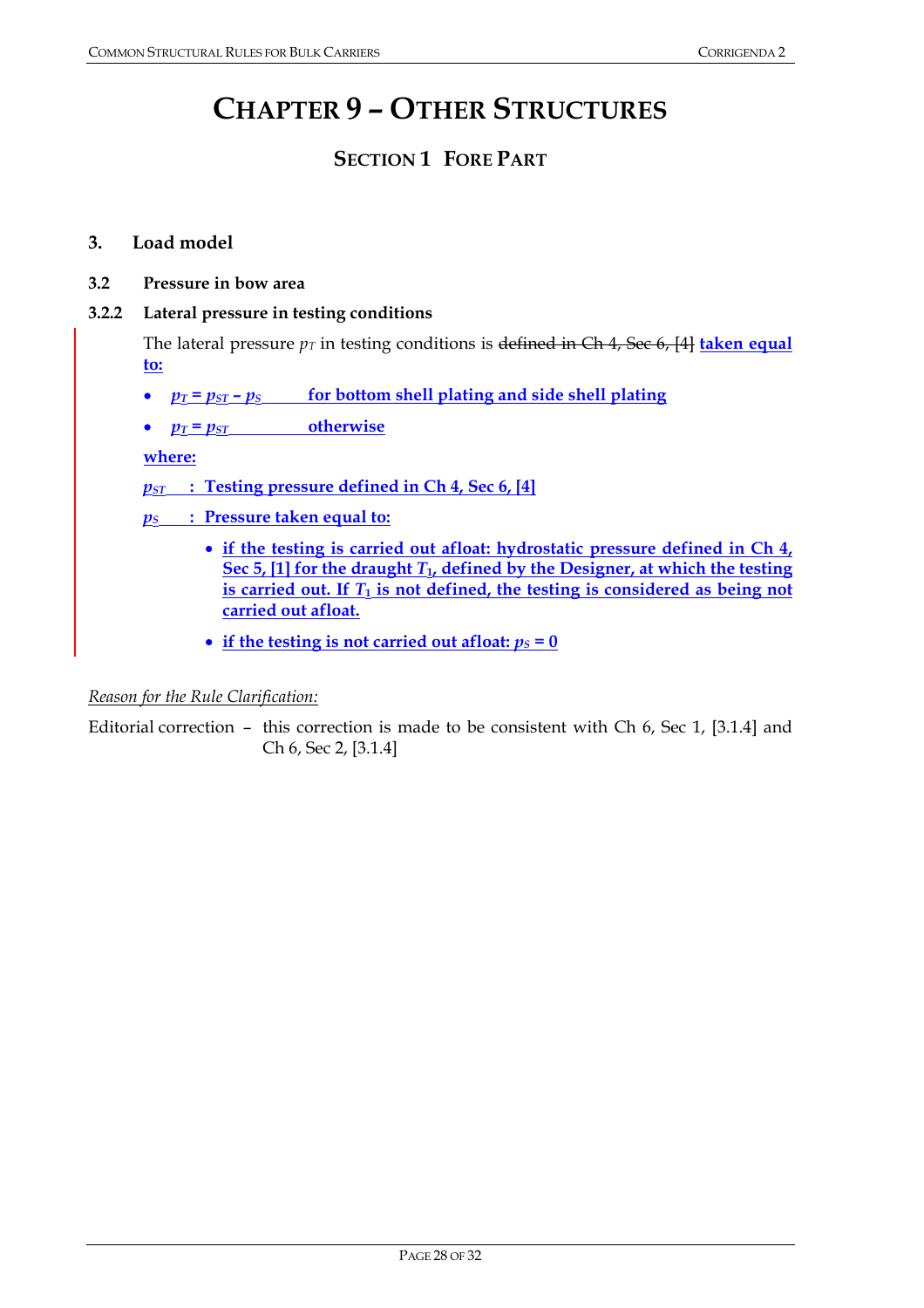# CHAPTER 9 – OTHER STRUCTURES

## SECTION 1 FORE PART

### 3. Load model

#### 3.2 Pressure in bow area

#### 3.2.2 Lateral pressure in testing conditions

The lateral pressure $p_T$ in testing conditions is ~~defined in Ch 4, Sec 6, [4]~~ taken equal to:

- $p_T = p_{ST} - p_S$ for bottom shell plating and side shell plating
- $p_T = p_{ST}$ otherwise

where:

$p_{ST}$ : Testing pressure defined in Ch 4, Sec 6, [4]

$p_S$ : Pressure taken equal to:

- if the testing is carried out afloat: hydrostatic pressure defined in Ch 4, Sec 5, [1] for the draught $T_1$, defined by the Designer, at which the testing is carried out. If $T_1$ is not defined, the testing is considered as being not carried out afloat.
- if the testing is not carried out afloat: $p_S = 0$

*Reason for the Rule Clarification:*

Editorial correction – this correction is made to be consistent with Ch 6, Sec 1, [3.1.4] and Ch 6, Sec 2, [3.1.4]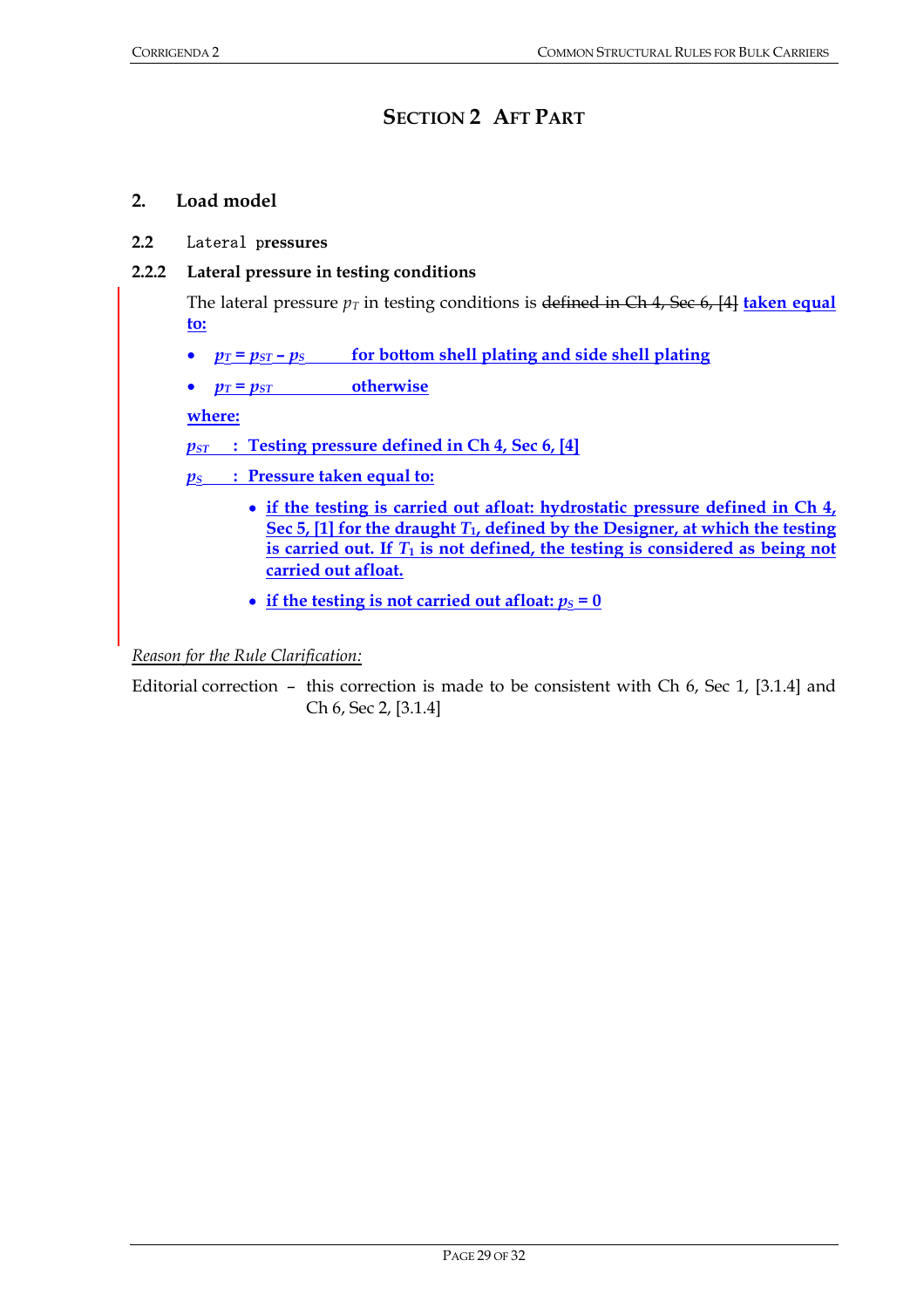# Section 2 Aft Part

## 2. Load model

### 2.2 Lateral pressures

#### 2.2.2 Lateral pressure in testing conditions

The lateral pressure $p_T$ in testing conditions is ~~defined in Ch 4, Sec 6, [4]~~ **taken equal to:**

- $p_T = p_{ST} - p_S$ **for bottom shell plating and side shell plating**
- $p_T = p_{ST}$ **otherwise**

**where:**

$p_{ST}$ : **Testing pressure defined in Ch 4, Sec 6, [4]**

$p_S$ : **Pressure taken equal to:**

- **if the testing is carried out afloat: hydrostatic pressure defined in Ch 4, Sec 5, [1] for the draught $T_1$, defined by the Designer, at which the testing is carried out. If $T_1$ is not defined, the testing is considered as being not carried out afloat.**
- **if the testing is not carried out afloat: $p_S = 0$**

*Reason for the Rule Clarification:*

Editorial correction – this correction is made to be consistent with Ch 6, Sec 1, [3.1.4] and Ch 6, Sec 2, [3.1.4]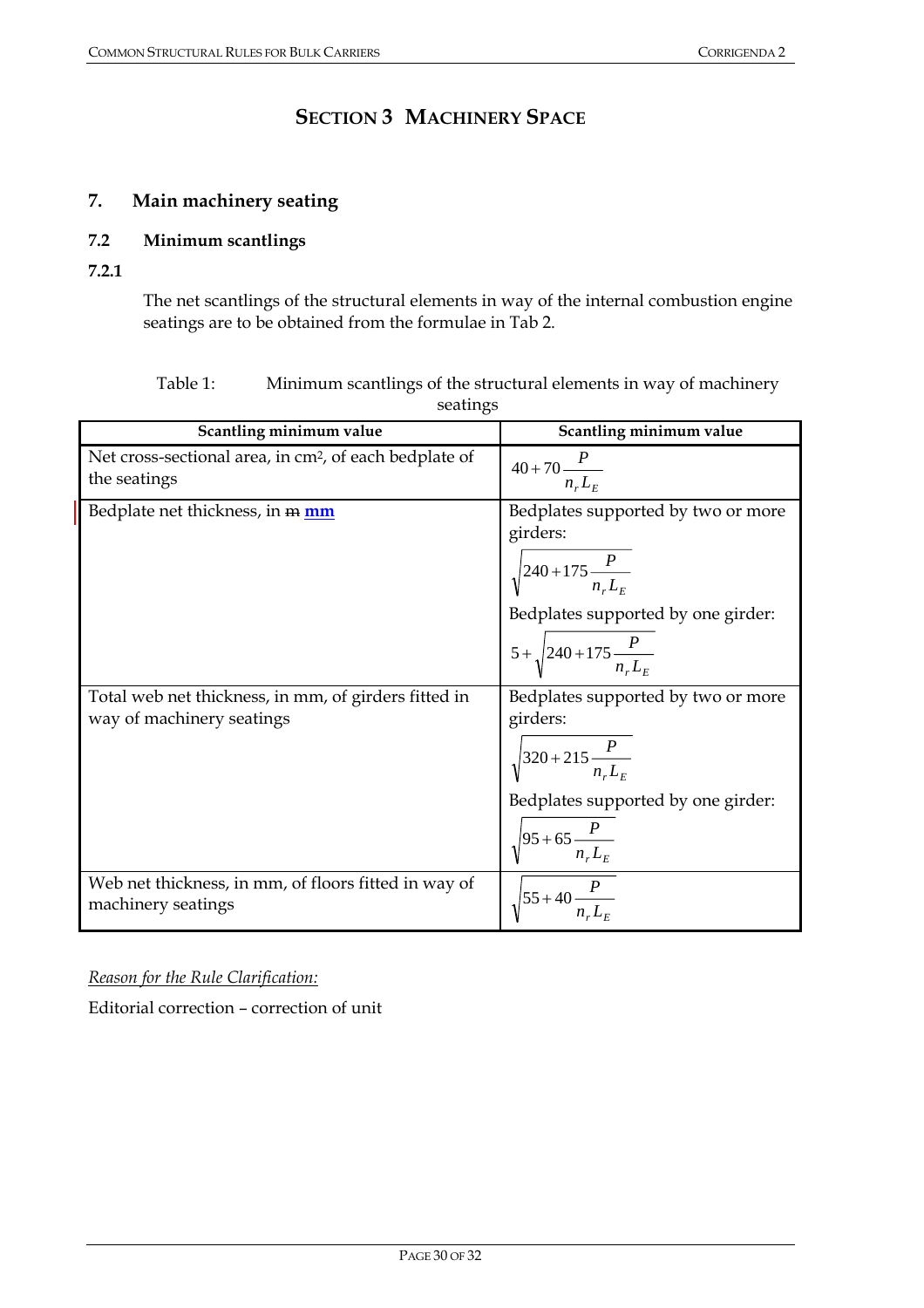# SECTION 3 MACHINERY SPACE

## 7. Main machinery seating

### 7.2 Minimum scantlings

#### 7.2.1

The net scantlings of the structural elements in way of the internal combustion engine seatings are to be obtained from the formulae in Tab 2.

Table 1: Minimum scantlings of the structural elements in way of machinery seatings

| Scantling minimum value | Scantling minimum value |
|---|---|
| Net cross-sectional area, in cm², of each bedplate of the seatings | $40+70\dfrac{P}{n_r L_E}$ |
| Bedplate net thickness, in ~~m~~ **mm** | Bedplates supported by two or more girders: $\sqrt{240+175\dfrac{P}{n_r L_E}}$ Bedplates supported by one girder: $5+\sqrt{240+175\dfrac{P}{n_r L_E}}$ |
| Total web net thickness, in mm, of girders fitted in way of machinery seatings | Bedplates supported by two or more girders: $\sqrt{320+215\dfrac{P}{n_r L_E}}$ Bedplates supported by one girder: $\sqrt{95+65\dfrac{P}{n_r L_E}}$ |
| Web net thickness, in mm, of floors fitted in way of machinery seatings | $\sqrt{55+40\dfrac{P}{n_r L_E}}$ |

*Reason for the Rule Clarification:*

Editorial correction – correction of unit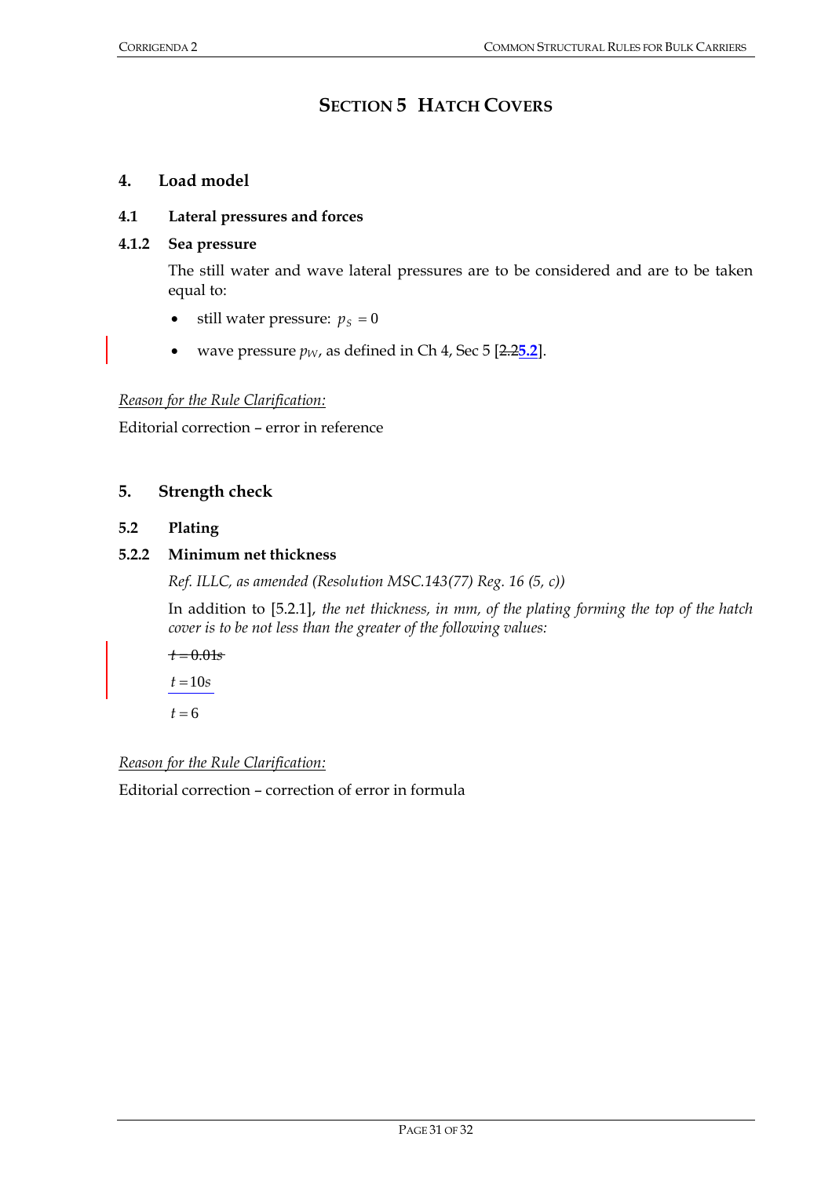# SECTION 5 HATCH COVERS

## 4. Load model

### 4.1 Lateral pressures and forces

### 4.1.2 Sea pressure

The still water and wave lateral pressures are to be considered and are to be taken equal to:

- still water pressure: $p_S = 0$
- wave pressure $p_W$, as defined in Ch 4, Sec 5 [~~2.2~~5.2].

*Reason for the Rule Clarification:*

Editorial correction – error in reference

## 5. Strength check

### 5.2 Plating

### 5.2.2 Minimum net thickness

*Ref. ILLC, as amended (Resolution MSC.143(77) Reg. 16 (5, c))*

In addition to [5.2.1], *the net thickness, in mm, of the plating forming the top of the hatch cover is to be not less than the greater of the following values:*

~~$t = 0.01s$~~

$t = 10s$

$t = 6$

*Reason for the Rule Clarification:*

Editorial correction – correction of error in formula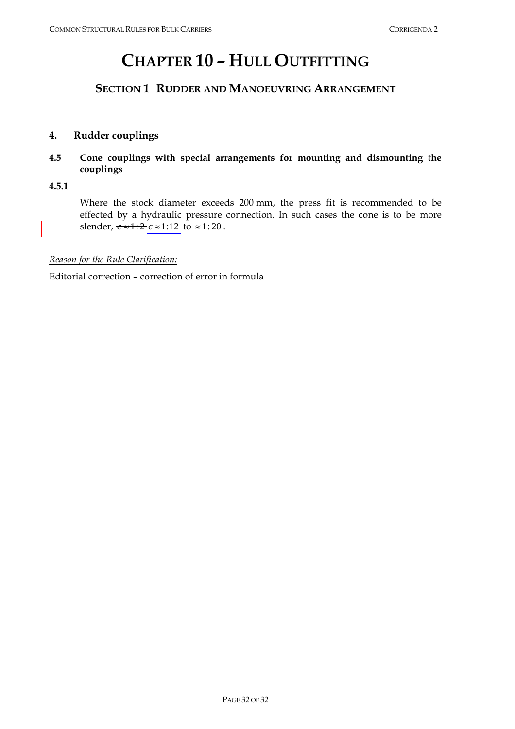# CHAPTER 10 – HULL OUTFITTING

## SECTION 1 RUDDER AND MANOEUVRING ARRANGEMENT

### 4. Rudder couplings

#### 4.5 Cone couplings with special arrangements for mounting and dismounting the couplings

**4.5.1**

Where the stock diameter exceeds 200 mm, the press fit is recommended to be effected by a hydraulic pressure connection. In such cases the cone is to be more slender, ~~$c \approx 1:2$~~ $c \approx 1:12$ to $\approx 1:20$.

*Reason for the Rule Clarification:*

Editorial correction – correction of error in formula